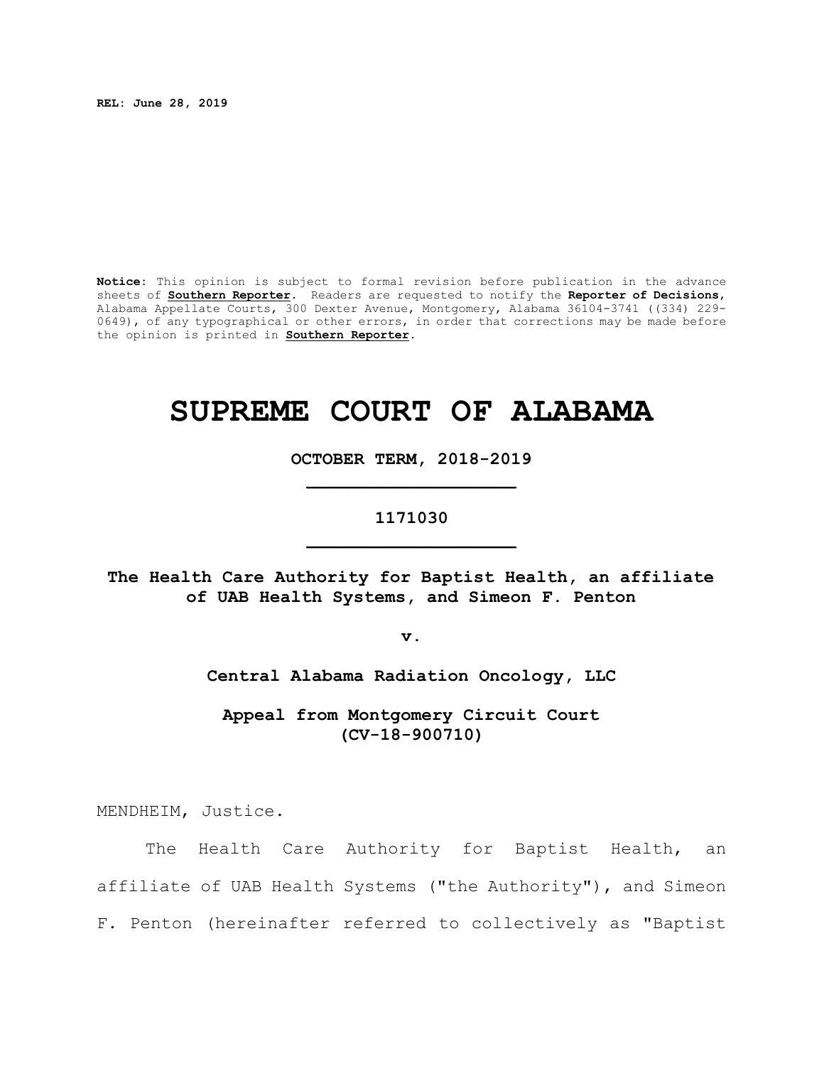**REL: June 28, 2019**

**Notice:** This opinion is subject to formal revision before publication in the advance sheets of **Southern Reporter**. Readers are requested to notify the **Reporter of Decisions**, Alabama Appellate Courts, 300 Dexter Avenue, Montgomery, Alabama 36104-3741 ((334) 229-0649), of any typographical or other errors, in order that corrections may be made before the opinion is printed in **Southern Reporter**.

# SUPREME COURT OF ALABAMA

**OCTOBER TERM, 2018-2019**

**1171030**

**The Health Care Authority for Baptist Health, an affiliate of UAB Health Systems, and Simeon F. Penton**

**v.**

**Central Alabama Radiation Oncology, LLC**

**Appeal from Montgomery Circuit Court (CV-18-900710)**

MENDHEIM, Justice.

The Health Care Authority for Baptist Health, an affiliate of UAB Health Systems ("the Authority"), and Simeon F. Penton (hereinafter referred to collectively as "Baptist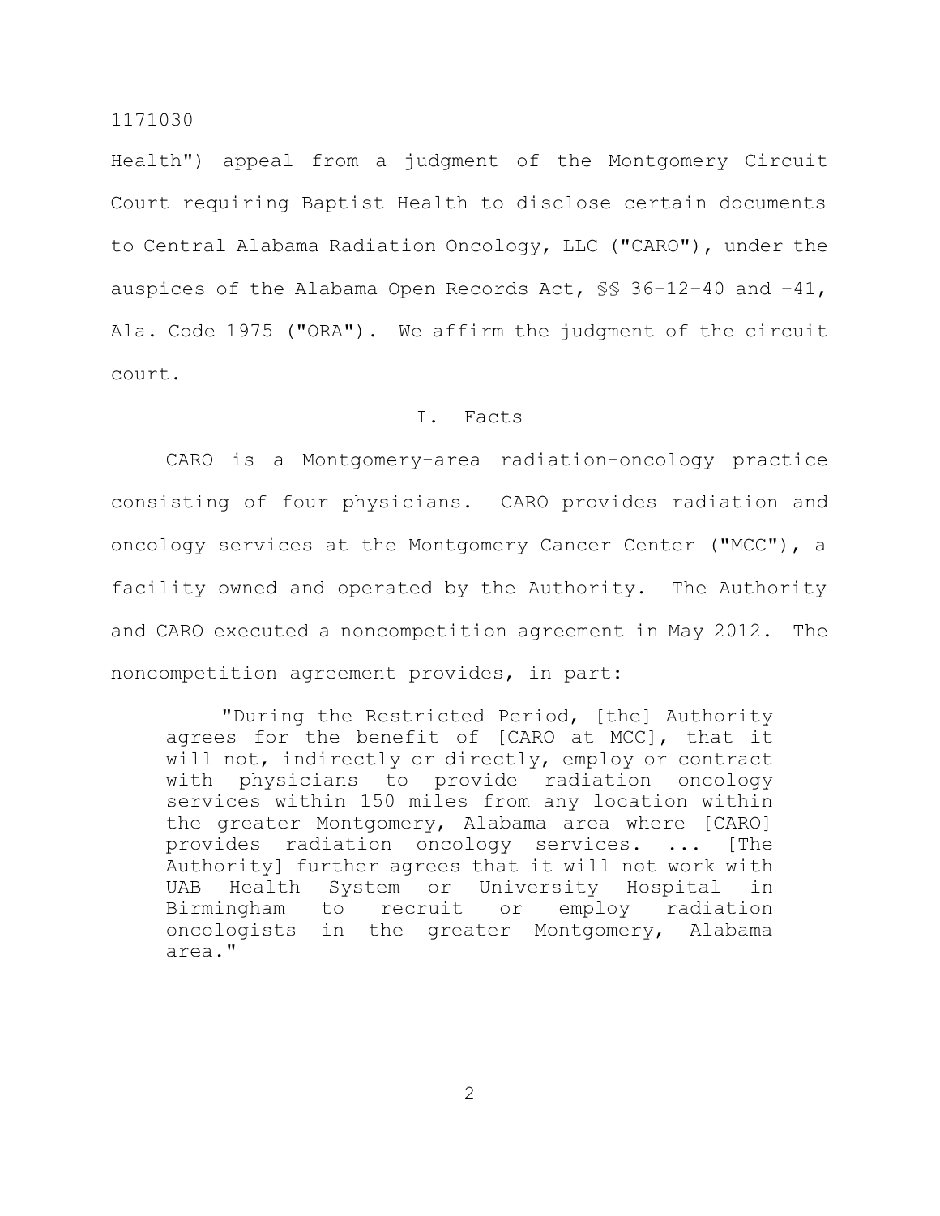Health") appeal from a judgment of the Montgomery Circuit Court requiring Baptist Health to disclose certain documents to Central Alabama Radiation Oncology, LLC ("CARO"), under the auspices of the Alabama Open Records Act, §§ 36-12-40 and -41, Ala. Code 1975 ("ORA"). We affirm the judgment of the circuit court.

## I. Facts

CARO is a Montgomery-area radiation-oncology practice consisting of four physicians. CARO provides radiation and oncology services at the Montgomery Cancer Center ("MCC"), a facility owned and operated by the Authority. The Authority and CARO executed a noncompetition agreement in May 2012. The noncompetition agreement provides, in part:

> "During the Restricted Period, [the] Authority agrees for the benefit of [CARO at MCC], that it will not, indirectly or directly, employ or contract with physicians to provide radiation oncology services within 150 miles from any location within the greater Montgomery, Alabama area where [CARO] provides radiation oncology services. ... [The Authority] further agrees that it will not work with UAB Health System or University Hospital in Birmingham to recruit or employ radiation oncologists in the greater Montgomery, Alabama area."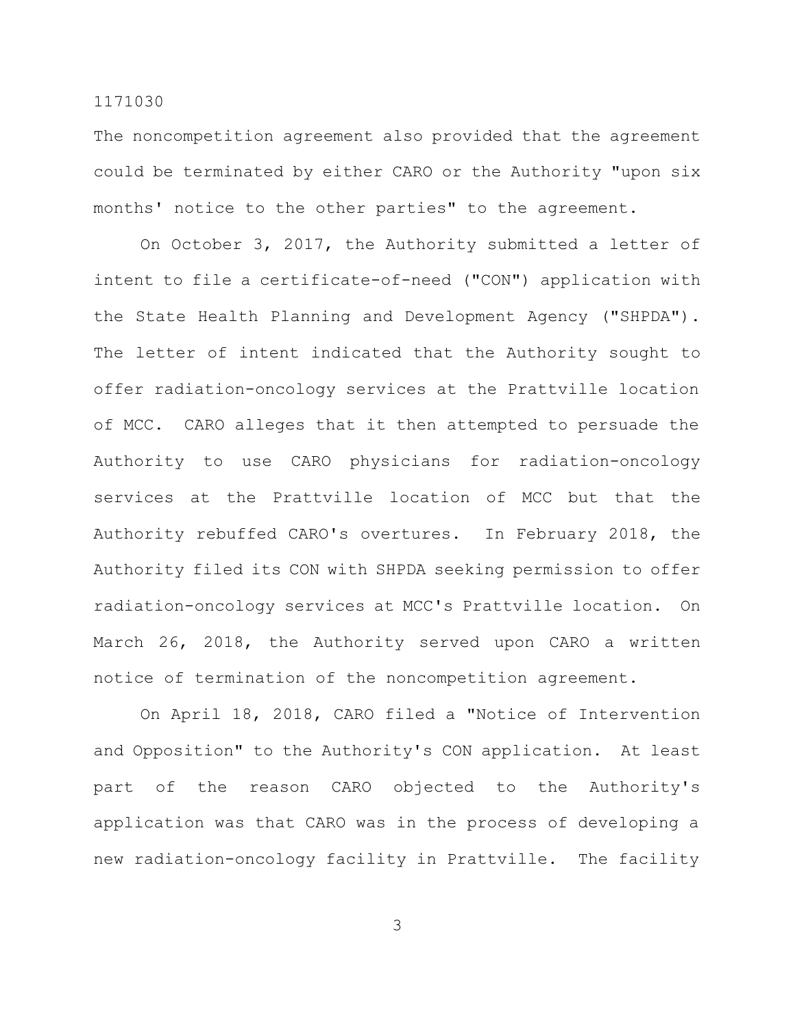The noncompetition agreement also provided that the agreement could be terminated by either CARO or the Authority "upon six months' notice to the other parties" to the agreement.

On October 3, 2017, the Authority submitted a letter of intent to file a certificate-of-need ("CON") application with the State Health Planning and Development Agency ("SHPDA"). The letter of intent indicated that the Authority sought to offer radiation-oncology services at the Prattville location of MCC. CARO alleges that it then attempted to persuade the Authority to use CARO physicians for radiation-oncology services at the Prattville location of MCC but that the Authority rebuffed CARO's overtures. In February 2018, the Authority filed its CON with SHPDA seeking permission to offer radiation-oncology services at MCC's Prattville location. On March 26, 2018, the Authority served upon CARO a written notice of termination of the noncompetition agreement.

On April 18, 2018, CARO filed a "Notice of Intervention and Opposition" to the Authority's CON application. At least part of the reason CARO objected to the Authority's application was that CARO was in the process of developing a new radiation-oncology facility in Prattville. The facility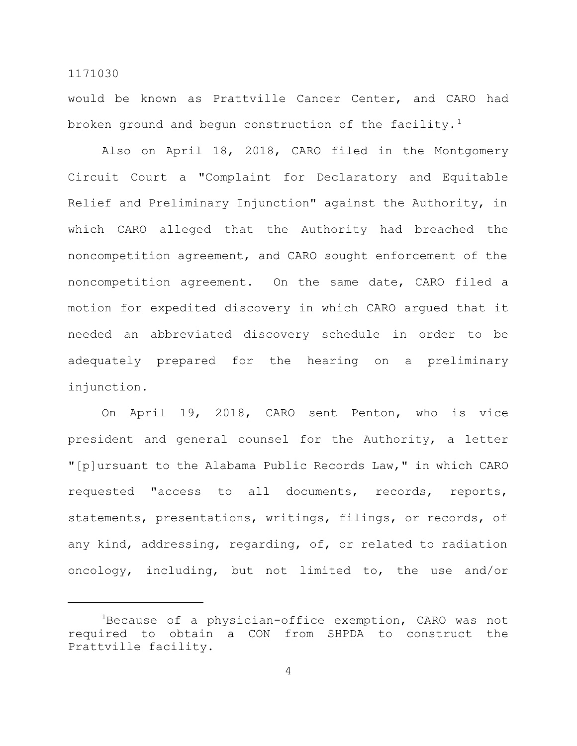would be known as Prattville Cancer Center, and CARO had broken ground and begun construction of the facility.[1]

Also on April 18, 2018, CARO filed in the Montgomery Circuit Court a "Complaint for Declaratory and Equitable Relief and Preliminary Injunction" against the Authority, in which CARO alleged that the Authority had breached the noncompetition agreement, and CARO sought enforcement of the noncompetition agreement. On the same date, CARO filed a motion for expedited discovery in which CARO argued that it needed an abbreviated discovery schedule in order to be adequately prepared for the hearing on a preliminary injunction.

On April 19, 2018, CARO sent Penton, who is vice president and general counsel for the Authority, a letter "[p]ursuant to the Alabama Public Records Law," in which CARO requested "access to all documents, records, reports, statements, presentations, writings, filings, or records, of any kind, addressing, regarding, of, or related to radiation oncology, including, but not limited to, the use and/or

---

[1]Because of a physician-office exemption, CARO was not required to obtain a CON from SHPDA to construct the Prattville facility.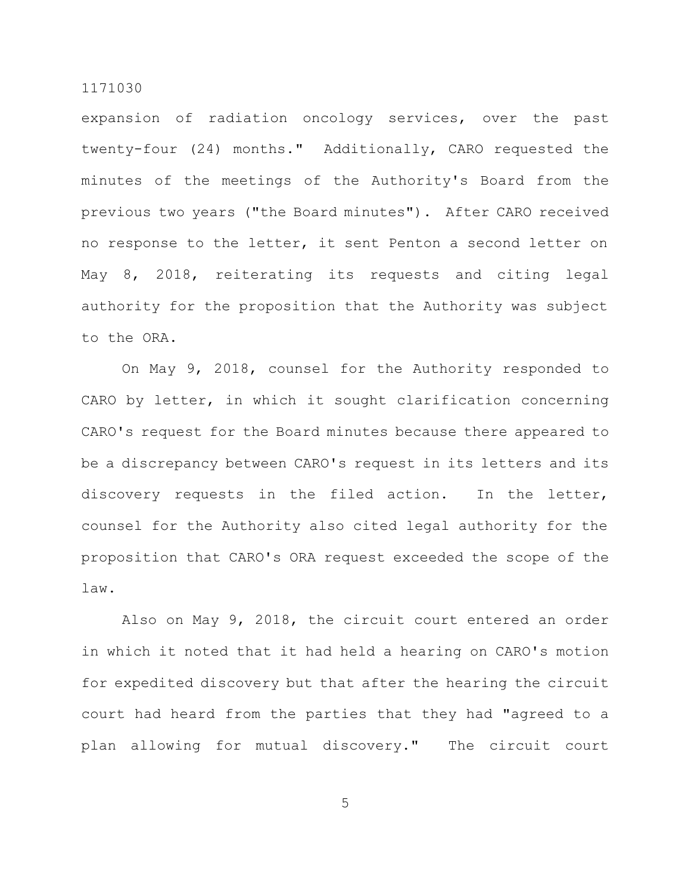expansion of radiation oncology services, over the past twenty-four (24) months." Additionally, CARO requested the minutes of the meetings of the Authority's Board from the previous two years ("the Board minutes"). After CARO received no response to the letter, it sent Penton a second letter on May 8, 2018, reiterating its requests and citing legal authority for the proposition that the Authority was subject to the ORA.

On May 9, 2018, counsel for the Authority responded to CARO by letter, in which it sought clarification concerning CARO's request for the Board minutes because there appeared to be a discrepancy between CARO's request in its letters and its discovery requests in the filed action. In the letter, counsel for the Authority also cited legal authority for the proposition that CARO's ORA request exceeded the scope of the law.

Also on May 9, 2018, the circuit court entered an order in which it noted that it had held a hearing on CARO's motion for expedited discovery but that after the hearing the circuit court had heard from the parties that they had "agreed to a plan allowing for mutual discovery." The circuit court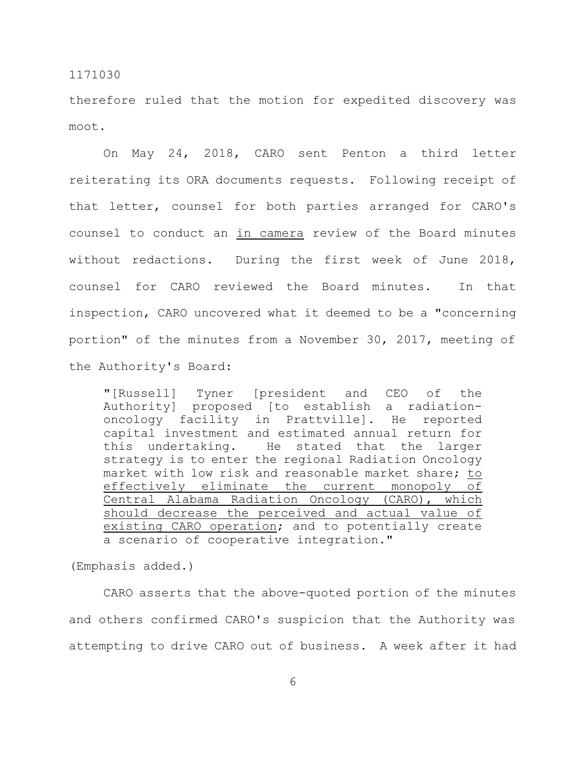therefore ruled that the motion for expedited discovery was moot.

On May 24, 2018, CARO sent Penton a third letter reiterating its ORA documents requests. Following receipt of that letter, counsel for both parties arranged for CARO's counsel to conduct an in camera review of the Board minutes without redactions. During the first week of June 2018, counsel for CARO reviewed the Board minutes. In that inspection, CARO uncovered what it deemed to be a "concerning portion" of the minutes from a November 30, 2017, meeting of the Authority's Board:

> "[Russell] Tyner [president and CEO of the Authority] proposed [to establish a radiation-oncology facility in Prattville]. He reported capital investment and estimated annual return for this undertaking. He stated that the larger strategy is to enter the regional Radiation Oncology market with low risk and reasonable market share; to effectively eliminate the current monopoly of Central Alabama Radiation Oncology (CARO), which should decrease the perceived and actual value of existing CARO operation; and to potentially create a scenario of cooperative integration."

(Emphasis added.)

CARO asserts that the above-quoted portion of the minutes and others confirmed CARO's suspicion that the Authority was attempting to drive CARO out of business. A week after it had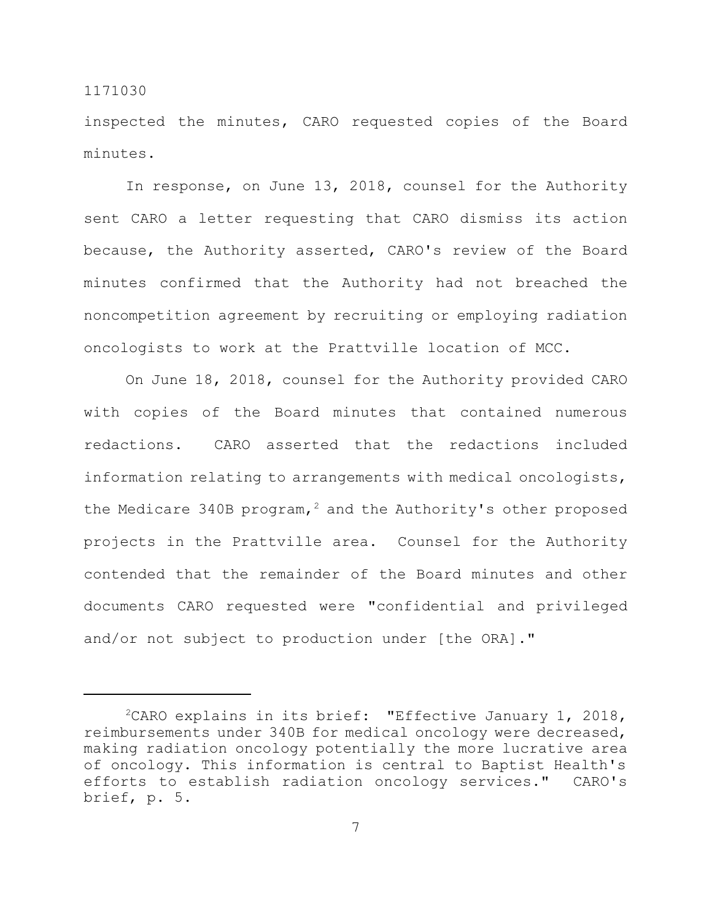inspected the minutes, CARO requested copies of the Board minutes.

In response, on June 13, 2018, counsel for the Authority sent CARO a letter requesting that CARO dismiss its action because, the Authority asserted, CARO's review of the Board minutes confirmed that the Authority had not breached the noncompetition agreement by recruiting or employing radiation oncologists to work at the Prattville location of MCC.

On June 18, 2018, counsel for the Authority provided CARO with copies of the Board minutes that contained numerous redactions. CARO asserted that the redactions included information relating to arrangements with medical oncologists, the Medicare 340B program,[2] and the Authority's other proposed projects in the Prattville area. Counsel for the Authority contended that the remainder of the Board minutes and other documents CARO requested were "confidential and privileged and/or not subject to production under [the ORA]."

---

[2]CARO explains in its brief: "Effective January 1, 2018, reimbursements under 340B for medical oncology were decreased, making radiation oncology potentially the more lucrative area of oncology. This information is central to Baptist Health's efforts to establish radiation oncology services." CARO's brief, p. 5.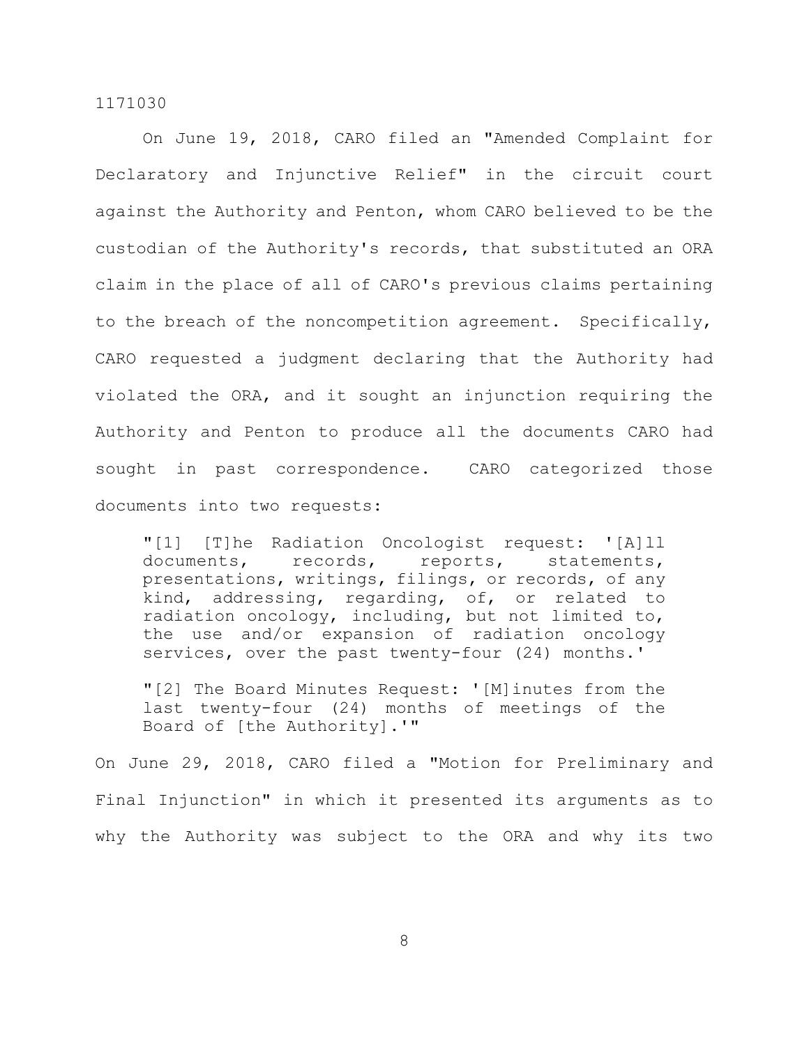On June 19, 2018, CARO filed an "Amended Complaint for Declaratory and Injunctive Relief" in the circuit court against the Authority and Penton, whom CARO believed to be the custodian of the Authority's records, that substituted an ORA claim in the place of all of CARO's previous claims pertaining to the breach of the noncompetition agreement. Specifically, CARO requested a judgment declaring that the Authority had violated the ORA, and it sought an injunction requiring the Authority and Penton to produce all the documents CARO had sought in past correspondence. CARO categorized those documents into two requests:

> "[1] [T]he Radiation Oncologist request: '[A]ll documents, records, reports, statements, presentations, writings, filings, or records, of any kind, addressing, regarding, of, or related to radiation oncology, including, but not limited to, the use and/or expansion of radiation oncology services, over the past twenty-four (24) months.'
>
> "[2] The Board Minutes Request: '[M]inutes from the last twenty-four (24) months of meetings of the Board of [the Authority].'"

On June 29, 2018, CARO filed a "Motion for Preliminary and Final Injunction" in which it presented its arguments as to why the Authority was subject to the ORA and why its two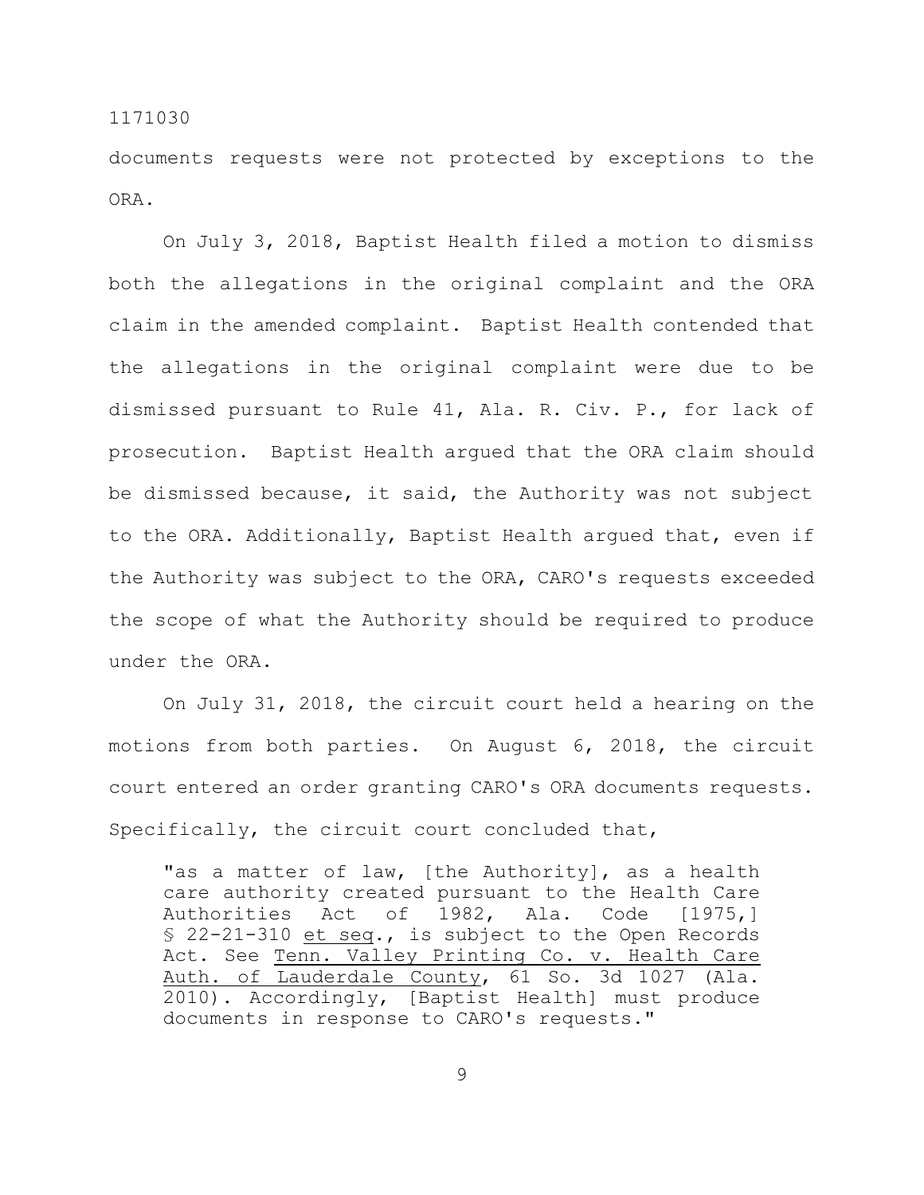documents requests were not protected by exceptions to the ORA.

On July 3, 2018, Baptist Health filed a motion to dismiss both the allegations in the original complaint and the ORA claim in the amended complaint. Baptist Health contended that the allegations in the original complaint were due to be dismissed pursuant to Rule 41, Ala. R. Civ. P., for lack of prosecution. Baptist Health argued that the ORA claim should be dismissed because, it said, the Authority was not subject to the ORA. Additionally, Baptist Health argued that, even if the Authority was subject to the ORA, CARO's requests exceeded the scope of what the Authority should be required to produce under the ORA.

On July 31, 2018, the circuit court held a hearing on the motions from both parties. On August 6, 2018, the circuit court entered an order granting CARO's ORA documents requests. Specifically, the circuit court concluded that,

> "as a matter of law, [the Authority], as a health care authority created pursuant to the Health Care Authorities Act of 1982, Ala. Code [1975,] § 22-21-310 et seq., is subject to the Open Records Act. See Tenn. Valley Printing Co. v. Health Care Auth. of Lauderdale County, 61 So. 3d 1027 (Ala. 2010). Accordingly, [Baptist Health] must produce documents in response to CARO's requests."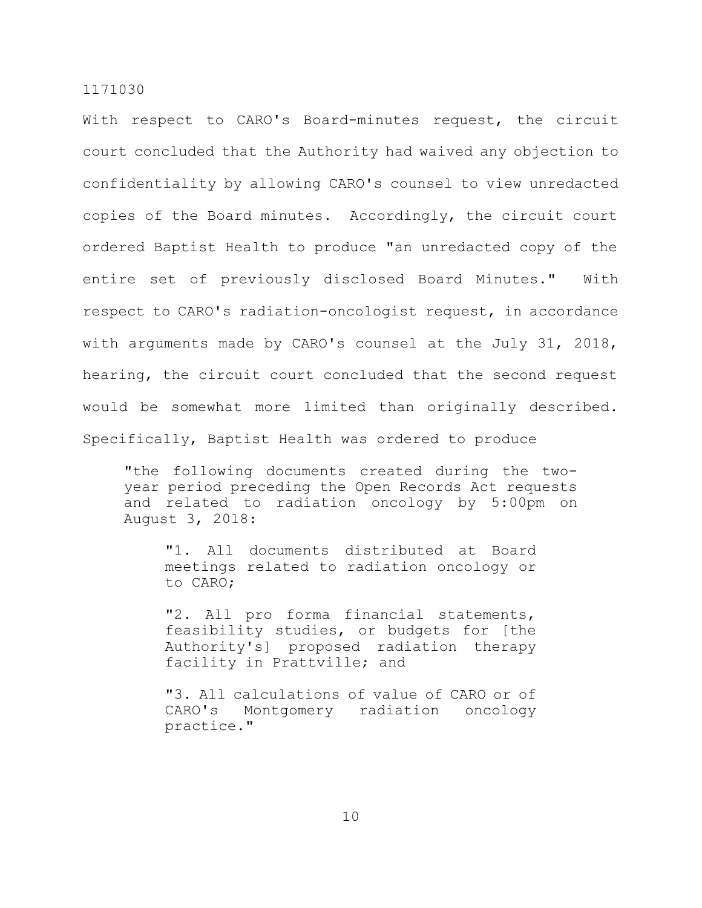With respect to CARO's Board-minutes request, the circuit court concluded that the Authority had waived any objection to confidentiality by allowing CARO's counsel to view unredacted copies of the Board minutes. Accordingly, the circuit court ordered Baptist Health to produce "an unredacted copy of the entire set of previously disclosed Board Minutes." With respect to CARO's radiation-oncologist request, in accordance with arguments made by CARO's counsel at the July 31, 2018, hearing, the circuit court concluded that the second request would be somewhat more limited than originally described. Specifically, Baptist Health was ordered to produce

> "the following documents created during the two-year period preceding the Open Records Act requests and related to radiation oncology by 5:00pm on August 3, 2018:
>
> > "1. All documents distributed at Board meetings related to radiation oncology or to CARO;
> >
> > "2. All pro forma financial statements, feasibility studies, or budgets for [the Authority's] proposed radiation therapy facility in Prattville; and
> >
> > "3. All calculations of value of CARO or of CARO's Montgomery radiation oncology practice."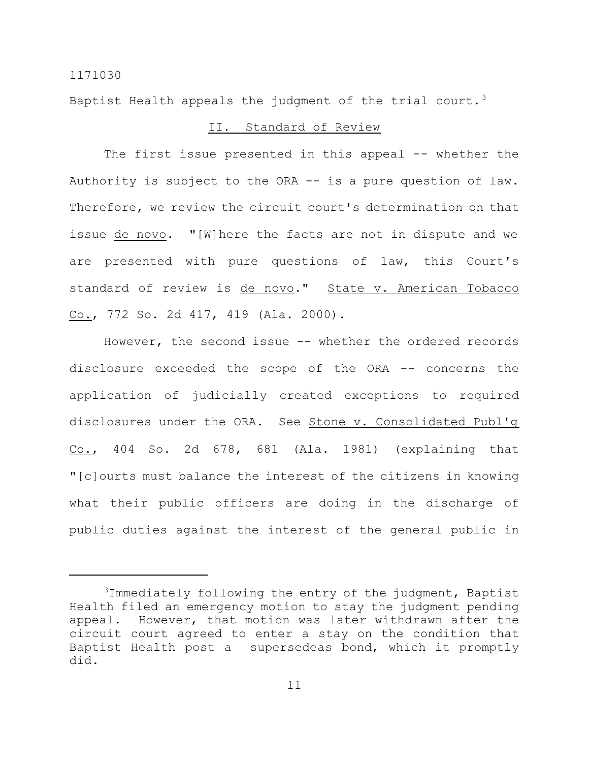Baptist Health appeals the judgment of the trial court.[3]

## II. Standard of Review

The first issue presented in this appeal -- whether the Authority is subject to the ORA -- is a pure question of law. Therefore, we review the circuit court's determination on that issue _de novo_. "[W]here the facts are not in dispute and we are presented with pure questions of law, this Court's standard of review is _de novo_." _State v. American Tobacco Co._, 772 So. 2d 417, 419 (Ala. 2000).

However, the second issue -- whether the ordered records disclosure exceeded the scope of the ORA -- concerns the application of judicially created exceptions to required disclosures under the ORA. See _Stone v. Consolidated Publ'g Co._, 404 So. 2d 678, 681 (Ala. 1981) (explaining that "[c]ourts must balance the interest of the citizens in knowing what their public officers are doing in the discharge of public duties against the interest of the general public in

---

[3]Immediately following the entry of the judgment, Baptist Health filed an emergency motion to stay the judgment pending appeal. However, that motion was later withdrawn after the circuit court agreed to enter a stay on the condition that Baptist Health post a supersedeas bond, which it promptly did.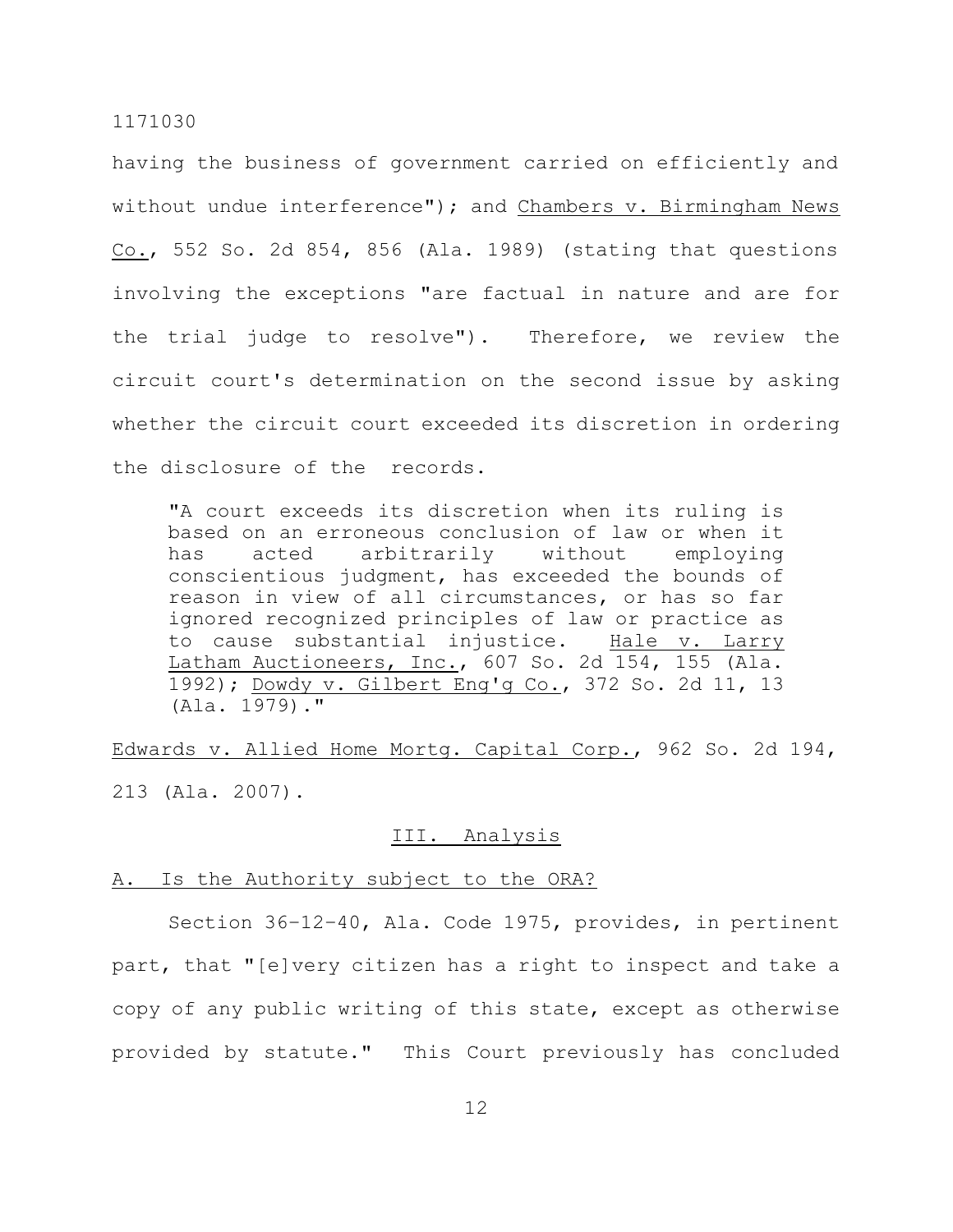having the business of government carried on efficiently and without undue interference"); and Chambers v. Birmingham News Co., 552 So. 2d 854, 856 (Ala. 1989) (stating that questions involving the exceptions "are factual in nature and are for the trial judge to resolve"). Therefore, we review the circuit court's determination on the second issue by asking whether the circuit court exceeded its discretion in ordering the disclosure of the records.

> "A court exceeds its discretion when its ruling is based on an erroneous conclusion of law or when it has acted arbitrarily without employing conscientious judgment, has exceeded the bounds of reason in view of all circumstances, or has so far ignored recognized principles of law or practice as to cause substantial injustice. Hale v. Larry Latham Auctioneers, Inc., 607 So. 2d 154, 155 (Ala. 1992); Dowdy v. Gilbert Eng'g Co., 372 So. 2d 11, 13 (Ala. 1979)."

Edwards v. Allied Home Mortg. Capital Corp., 962 So. 2d 194, 213 (Ala. 2007).

## III. Analysis

### A. Is the Authority subject to the ORA?

Section 36-12-40, Ala. Code 1975, provides, in pertinent part, that "[e]very citizen has a right to inspect and take a copy of any public writing of this state, except as otherwise provided by statute." This Court previously has concluded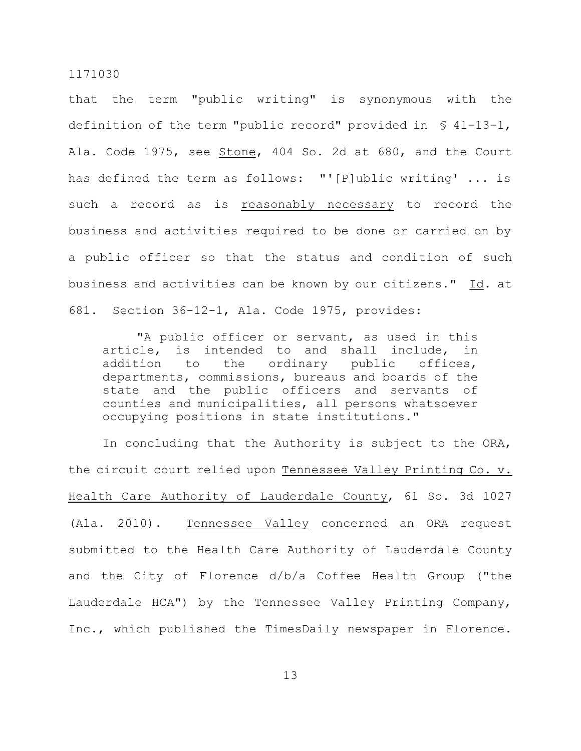that the term "public writing" is synonymous with the definition of the term "public record" provided in § 41-13-1, Ala. Code 1975, see Stone, 404 So. 2d at 680, and the Court has defined the term as follows: "'[P]ublic writing' ... is such a record as is reasonably necessary to record the business and activities required to be done or carried on by a public officer so that the status and condition of such business and activities can be known by our citizens." Id. at 681. Section 36-12-1, Ala. Code 1975, provides:

> "A public officer or servant, as used in this article, is intended to and shall include, in addition to the ordinary public offices, departments, commissions, bureaus and boards of the state and the public officers and servants of counties and municipalities, all persons whatsoever occupying positions in state institutions."

In concluding that the Authority is subject to the ORA, the circuit court relied upon Tennessee Valley Printing Co. v. Health Care Authority of Lauderdale County, 61 So. 3d 1027 (Ala. 2010). Tennessee Valley concerned an ORA request submitted to the Health Care Authority of Lauderdale County and the City of Florence d/b/a Coffee Health Group ("the Lauderdale HCA") by the Tennessee Valley Printing Company, Inc., which published the TimesDaily newspaper in Florence.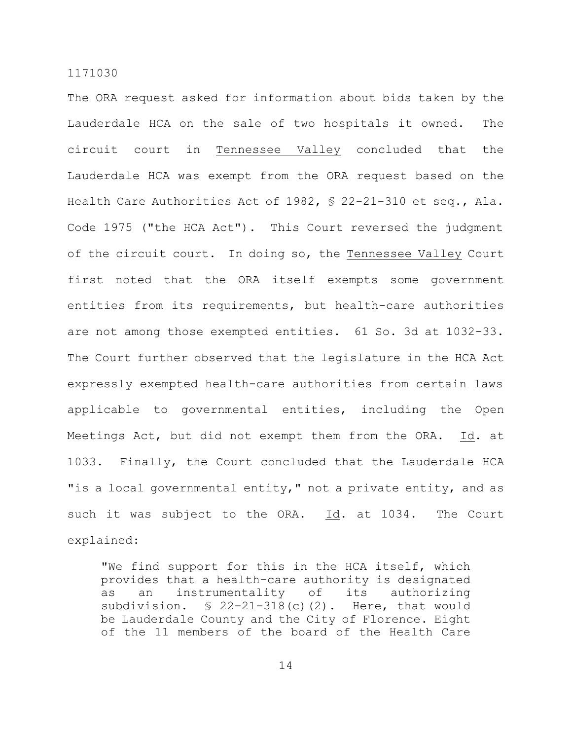The ORA request asked for information about bids taken by the Lauderdale HCA on the sale of two hospitals it owned. The circuit court in Tennessee Valley concluded that the Lauderdale HCA was exempt from the ORA request based on the Health Care Authorities Act of 1982, § 22-21-310 et seq., Ala. Code 1975 ("the HCA Act"). This Court reversed the judgment of the circuit court. In doing so, the Tennessee Valley Court first noted that the ORA itself exempts some government entities from its requirements, but health-care authorities are not among those exempted entities. 61 So. 3d at 1032-33. The Court further observed that the legislature in the HCA Act expressly exempted health-care authorities from certain laws applicable to governmental entities, including the Open Meetings Act, but did not exempt them from the ORA. Id. at 1033. Finally, the Court concluded that the Lauderdale HCA "is a local governmental entity," not a private entity, and as such it was subject to the ORA. Id. at 1034. The Court explained:

> "We find support for this in the HCA itself, which provides that a health-care authority is designated as an instrumentality of its authorizing subdivision. § 22-21-318(c)(2). Here, that would be Lauderdale County and the City of Florence. Eight of the 11 members of the board of the Health Care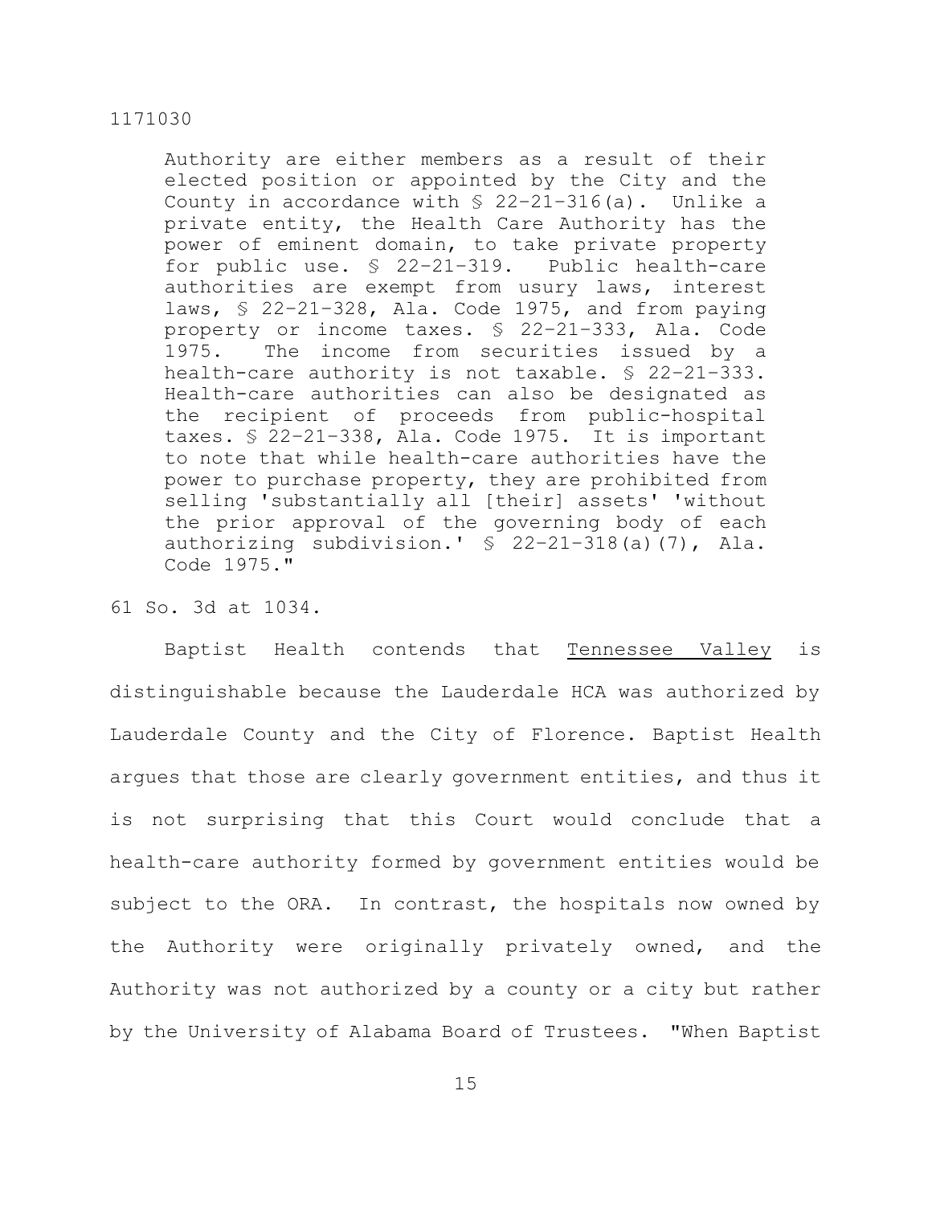> Authority are either members as a result of their elected position or appointed by the City and the County in accordance with § 22–21–316(a). Unlike a private entity, the Health Care Authority has the power of eminent domain, to take private property for public use. § 22–21–319. Public health-care authorities are exempt from usury laws, interest laws, § 22–21–328, Ala. Code 1975, and from paying property or income taxes. § 22–21–333, Ala. Code 1975. The income from securities issued by a health-care authority is not taxable. § 22–21–333. Health-care authorities can also be designated as the recipient of proceeds from public-hospital taxes. § 22–21–338, Ala. Code 1975. It is important to note that while health-care authorities have the power to purchase property, they are prohibited from selling 'substantially all [their] assets' 'without the prior approval of the governing body of each authorizing subdivision.' § 22–21–318(a)(7), Ala. Code 1975."

61 So. 3d at 1034.

Baptist Health contends that Tennessee Valley is distinguishable because the Lauderdale HCA was authorized by Lauderdale County and the City of Florence. Baptist Health argues that those are clearly government entities, and thus it is not surprising that this Court would conclude that a health-care authority formed by government entities would be subject to the ORA. In contrast, the hospitals now owned by the Authority were originally privately owned, and the Authority was not authorized by a county or a city but rather by the University of Alabama Board of Trustees. "When Baptist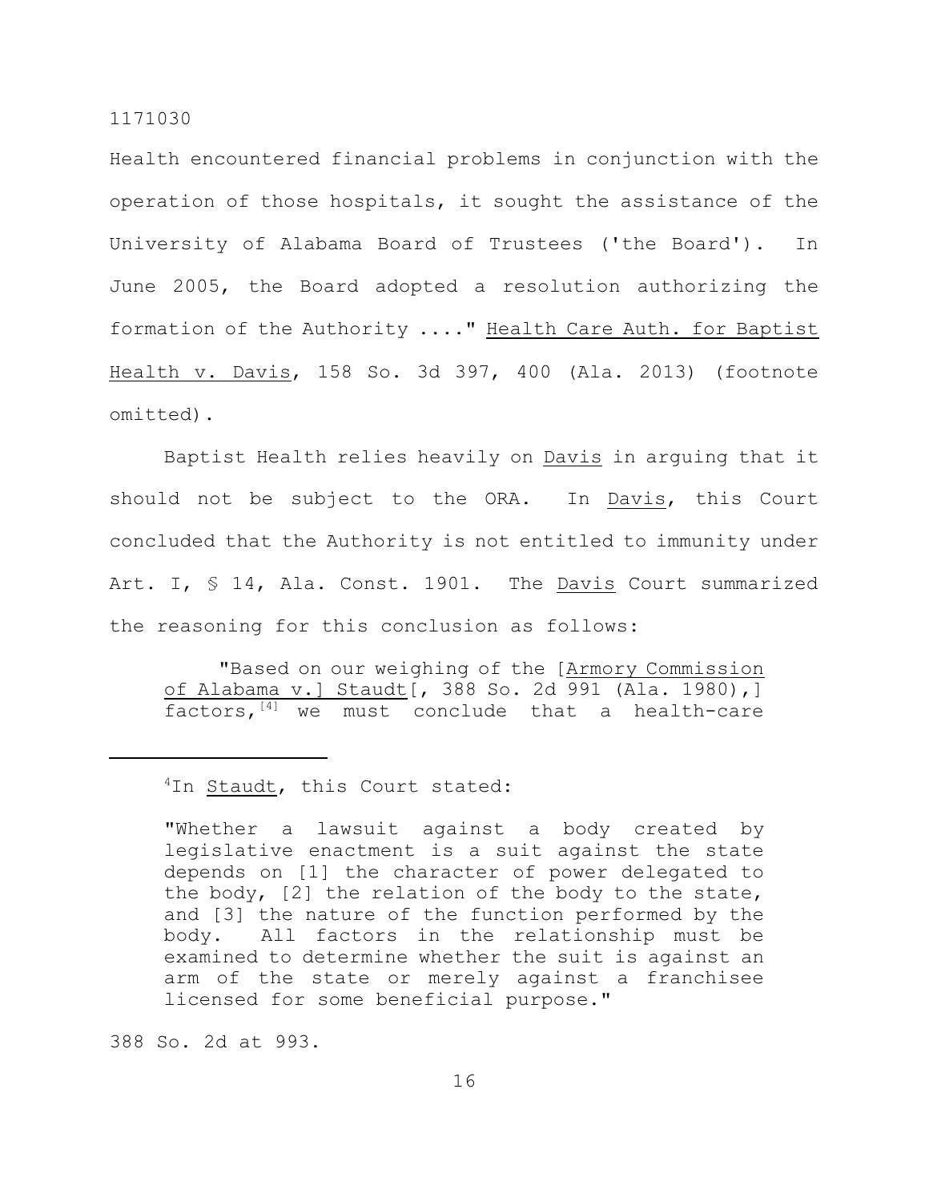Health encountered financial problems in conjunction with the operation of those hospitals, it sought the assistance of the University of Alabama Board of Trustees ('the Board'). In June 2005, the Board adopted a resolution authorizing the formation of the Authority ...." Health Care Auth. for Baptist Health v. Davis, 158 So. 3d 397, 400 (Ala. 2013) (footnote omitted).

Baptist Health relies heavily on Davis in arguing that it should not be subject to the ORA. In Davis, this Court concluded that the Authority is not entitled to immunity under Art. I, § 14, Ala. Const. 1901. The Davis Court summarized the reasoning for this conclusion as follows:

> "Based on our weighing of the [Armory Commission of Alabama v.] Staudt[, 388 So. 2d 991 (Ala. 1980),] factors,[4] we must conclude that a health-care

---

[4]In Staudt, this Court stated:

> "Whether a lawsuit against a body created by legislative enactment is a suit against the state depends on [1] the character of power delegated to the body, [2] the relation of the body to the state, and [3] the nature of the function performed by the body. All factors in the relationship must be examined to determine whether the suit is against an arm of the state or merely against a franchisee licensed for some beneficial purpose."

388 So. 2d at 993.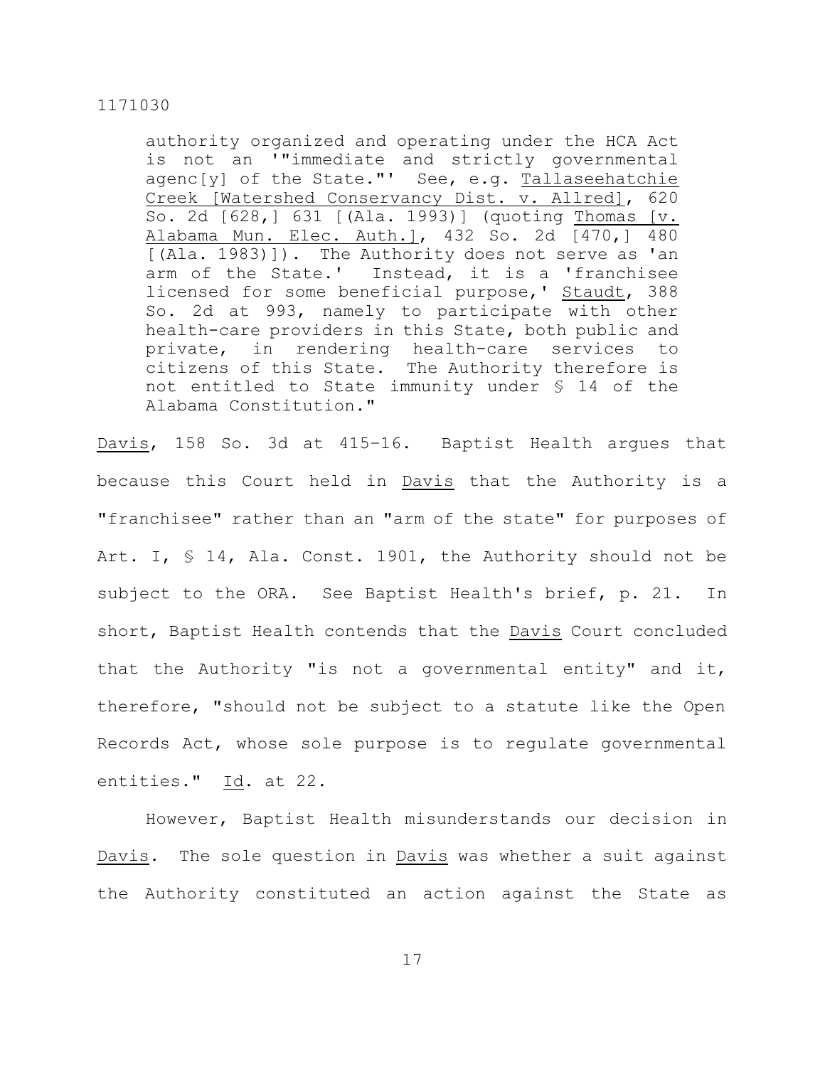authority organized and operating under the HCA Act is not an '"immediate and strictly governmental agenc[y] of the State."' See, e.g. Tallaseehatchie Creek [Watershed Conservancy Dist. v. Allred], 620 So. 2d [628,] 631 [(Ala. 1993)] (quoting Thomas [v. Alabama Mun. Elec. Auth.], 432 So. 2d [470,] 480 [(Ala. 1983)]). The Authority does not serve as 'an arm of the State.' Instead, it is a 'franchisee licensed for some beneficial purpose,' Staudt, 388 So. 2d at 993, namely to participate with other health-care providers in this State, both public and private, in rendering health-care services to citizens of this State. The Authority therefore is not entitled to State immunity under § 14 of the Alabama Constitution."

Davis, 158 So. 3d at 415–16. Baptist Health argues that because this Court held in Davis that the Authority is a "franchisee" rather than an "arm of the state" for purposes of Art. I, § 14, Ala. Const. 1901, the Authority should not be subject to the ORA. See Baptist Health's brief, p. 21. In short, Baptist Health contends that the Davis Court concluded that the Authority "is not a governmental entity" and it, therefore, "should not be subject to a statute like the Open Records Act, whose sole purpose is to regulate governmental entities." Id. at 22.

However, Baptist Health misunderstands our decision in Davis. The sole question in Davis was whether a suit against the Authority constituted an action against the State as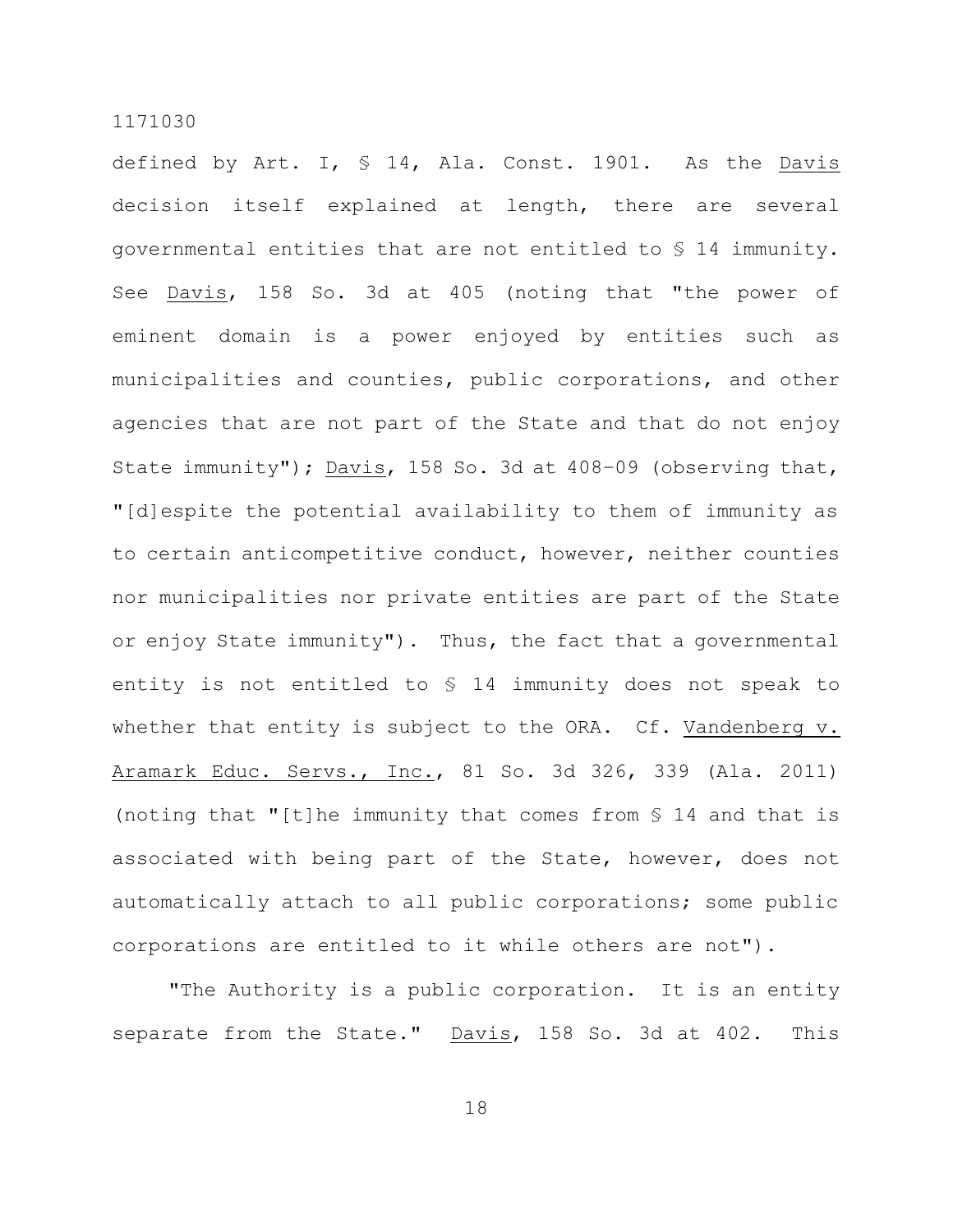defined by Art. I, § 14, Ala. Const. 1901. As the Davis decision itself explained at length, there are several governmental entities that are not entitled to § 14 immunity. See Davis, 158 So. 3d at 405 (noting that "the power of eminent domain is a power enjoyed by entities such as municipalities and counties, public corporations, and other agencies that are not part of the State and that do not enjoy State immunity"); Davis, 158 So. 3d at 408-09 (observing that, "[d]espite the potential availability to them of immunity as to certain anticompetitive conduct, however, neither counties nor municipalities nor private entities are part of the State or enjoy State immunity"). Thus, the fact that a governmental entity is not entitled to § 14 immunity does not speak to whether that entity is subject to the ORA. Cf. Vandenberg v. Aramark Educ. Servs., Inc., 81 So. 3d 326, 339 (Ala. 2011) (noting that "[t]he immunity that comes from § 14 and that is associated with being part of the State, however, does not automatically attach to all public corporations; some public corporations are entitled to it while others are not").

"The Authority is a public corporation. It is an entity separate from the State." Davis, 158 So. 3d at 402. This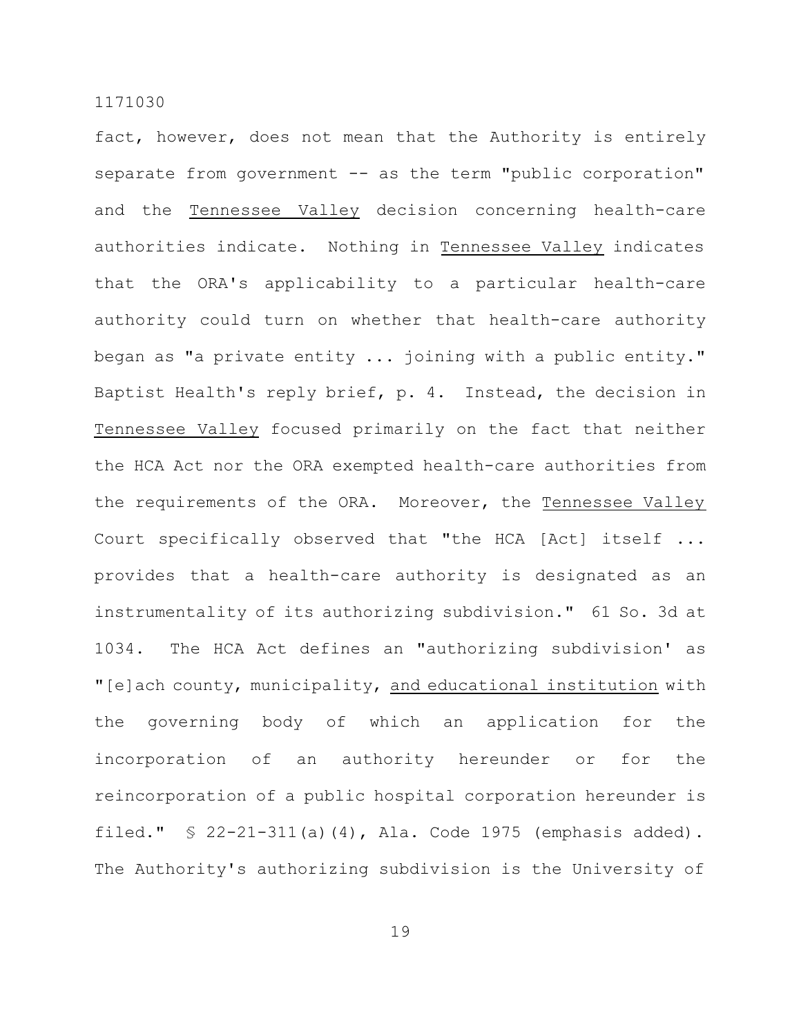fact, however, does not mean that the Authority is entirely separate from government -- as the term "public corporation" and the Tennessee Valley decision concerning health-care authorities indicate. Nothing in Tennessee Valley indicates that the ORA's applicability to a particular health-care authority could turn on whether that health-care authority began as "a private entity ... joining with a public entity." Baptist Health's reply brief, p. 4. Instead, the decision in Tennessee Valley focused primarily on the fact that neither the HCA Act nor the ORA exempted health-care authorities from the requirements of the ORA. Moreover, the Tennessee Valley Court specifically observed that "the HCA [Act] itself ... provides that a health-care authority is designated as an instrumentality of its authorizing subdivision." 61 So. 3d at 1034. The HCA Act defines an "authorizing subdivision' as "[e]ach county, municipality, and educational institution with the governing body of which an application for the incorporation of an authority hereunder or for the reincorporation of a public hospital corporation hereunder is filed." § 22-21-311(a)(4), Ala. Code 1975 (emphasis added). The Authority's authorizing subdivision is the University of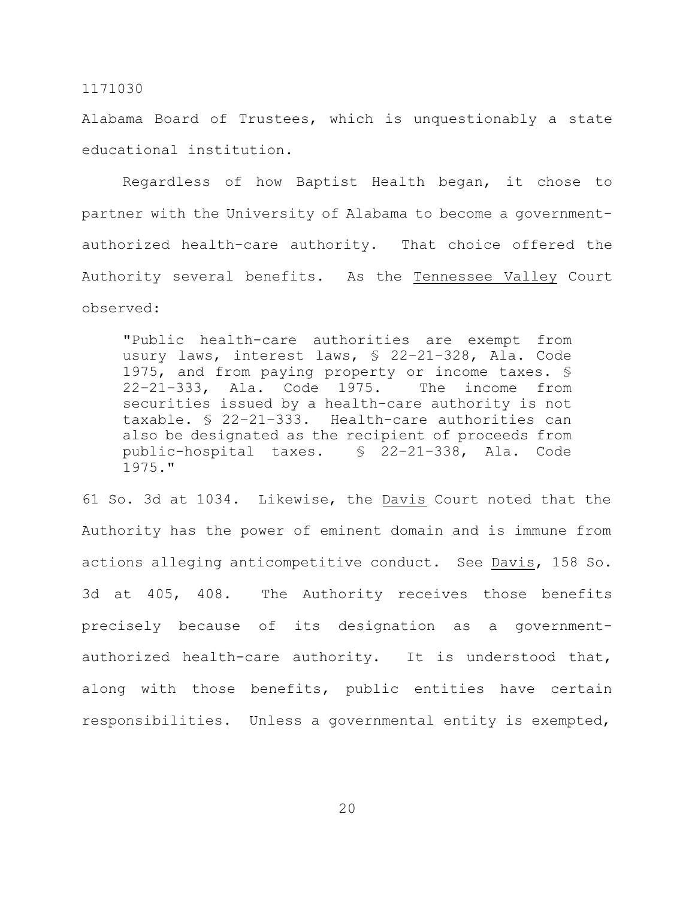Alabama Board of Trustees, which is unquestionably a state educational institution.

Regardless of how Baptist Health began, it chose to partner with the University of Alabama to become a government-authorized health-care authority. That choice offered the Authority several benefits. As the Tennessee Valley Court observed:

> "Public health-care authorities are exempt from usury laws, interest laws, § 22-21-328, Ala. Code 1975, and from paying property or income taxes. § 22-21-333, Ala. Code 1975. The income from securities issued by a health-care authority is not taxable. § 22-21-333. Health-care authorities can also be designated as the recipient of proceeds from public-hospital taxes. § 22-21-338, Ala. Code 1975."

61 So. 3d at 1034. Likewise, the Davis Court noted that the Authority has the power of eminent domain and is immune from actions alleging anticompetitive conduct. See Davis, 158 So. 3d at 405, 408. The Authority receives those benefits precisely because of its designation as a government-authorized health-care authority. It is understood that, along with those benefits, public entities have certain responsibilities. Unless a governmental entity is exempted,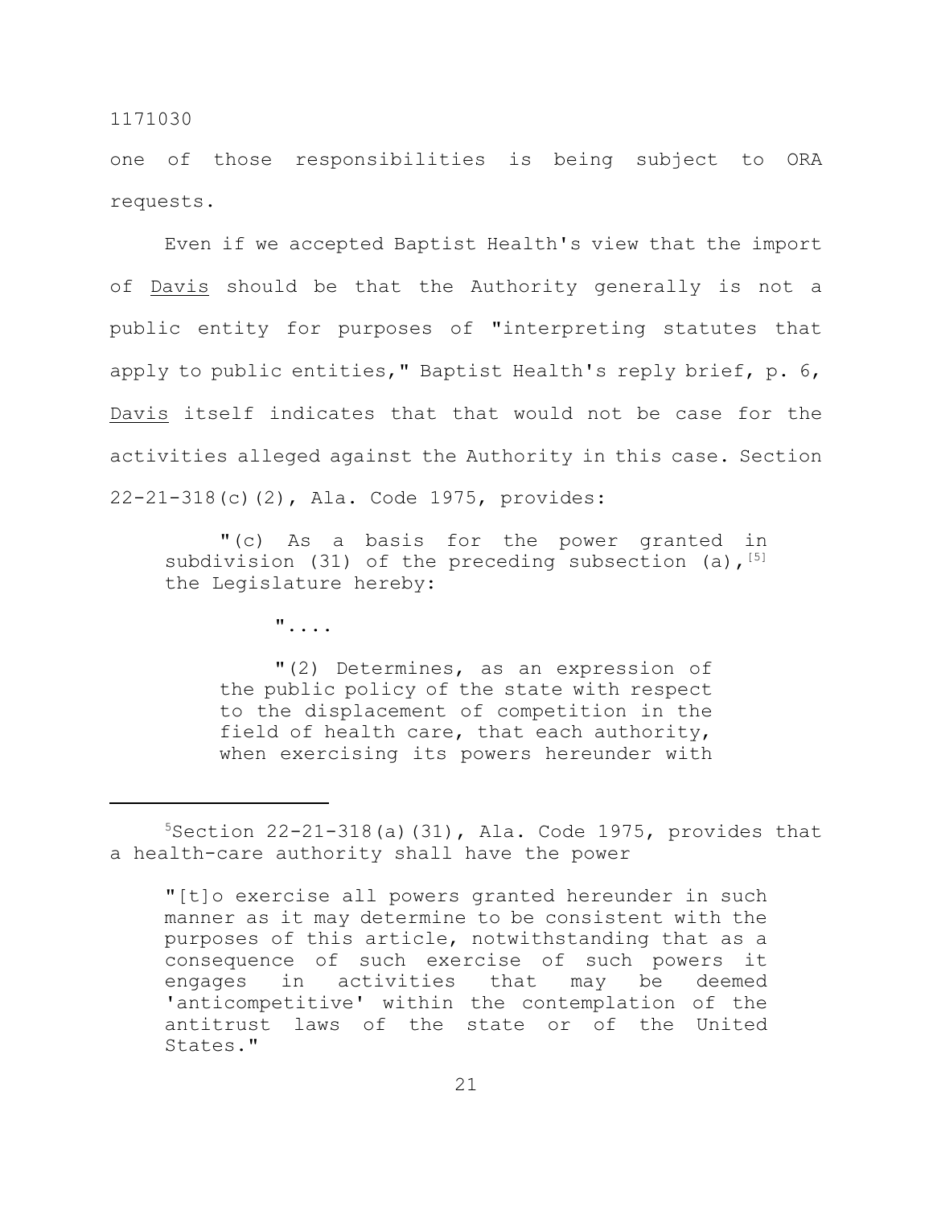one of those responsibilities is being subject to ORA requests.

Even if we accepted Baptist Health's view that the import of Davis should be that the Authority generally is not a public entity for purposes of "interpreting statutes that apply to public entities," Baptist Health's reply brief, p. 6, Davis itself indicates that that would not be case for the activities alleged against the Authority in this case. Section 22-21-318(c)(2), Ala. Code 1975, provides:

> "(c) As a basis for the power granted in subdivision (31) of the preceding subsection (a),[5] the Legislature hereby:
>
> "....
>
> > "(2) Determines, as an expression of the public policy of the state with respect to the displacement of competition in the field of health care, that each authority, when exercising its powers hereunder with

---

[5]Section 22-21-318(a)(31), Ala. Code 1975, provides that a health-care authority shall have the power

> "[t]o exercise all powers granted hereunder in such manner as it may determine to be consistent with the purposes of this article, notwithstanding that as a consequence of such exercise of such powers it engages in activities that may be deemed 'anticompetitive' within the contemplation of the antitrust laws of the state or of the United States."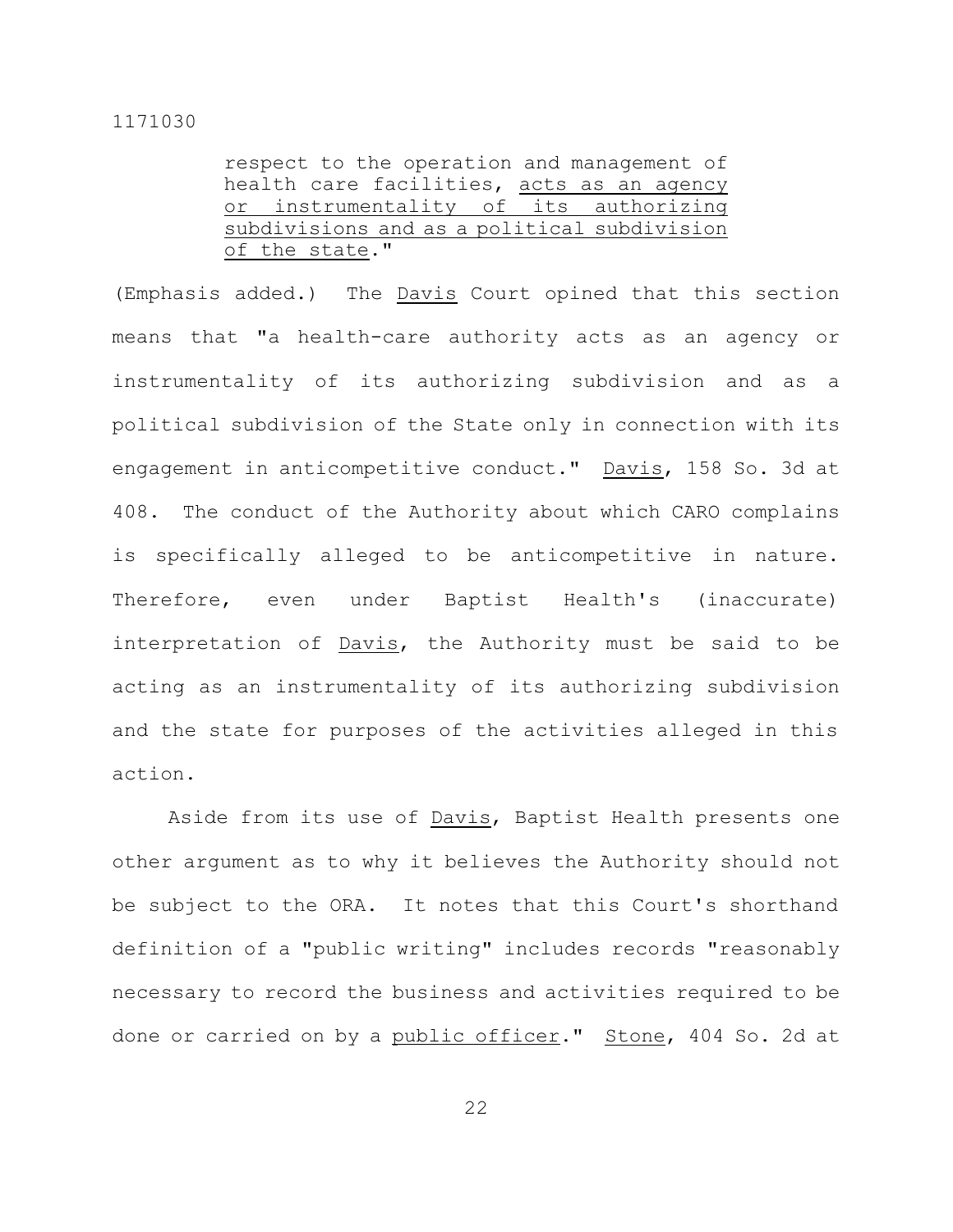> respect to the operation and management of health care facilities, <u>acts as an agency or instrumentality of its authorizing subdivisions and as a political subdivision of the state</u>."

(Emphasis added.) The <u>Davis</u> Court opined that this section means that "a health-care authority acts as an agency or instrumentality of its authorizing subdivision and as a political subdivision of the State only in connection with its engagement in anticompetitive conduct." <u>Davis</u>, 158 So. 3d at 408. The conduct of the Authority about which CARO complains is specifically alleged to be anticompetitive in nature. Therefore, even under Baptist Health's (inaccurate) interpretation of <u>Davis</u>, the Authority must be said to be acting as an instrumentality of its authorizing subdivision and the state for purposes of the activities alleged in this action.

Aside from its use of <u>Davis</u>, Baptist Health presents one other argument as to why it believes the Authority should not be subject to the ORA. It notes that this Court's shorthand definition of a "public writing" includes records "reasonably necessary to record the business and activities required to be done or carried on by a <u>public officer</u>." <u>Stone</u>, 404 So. 2d at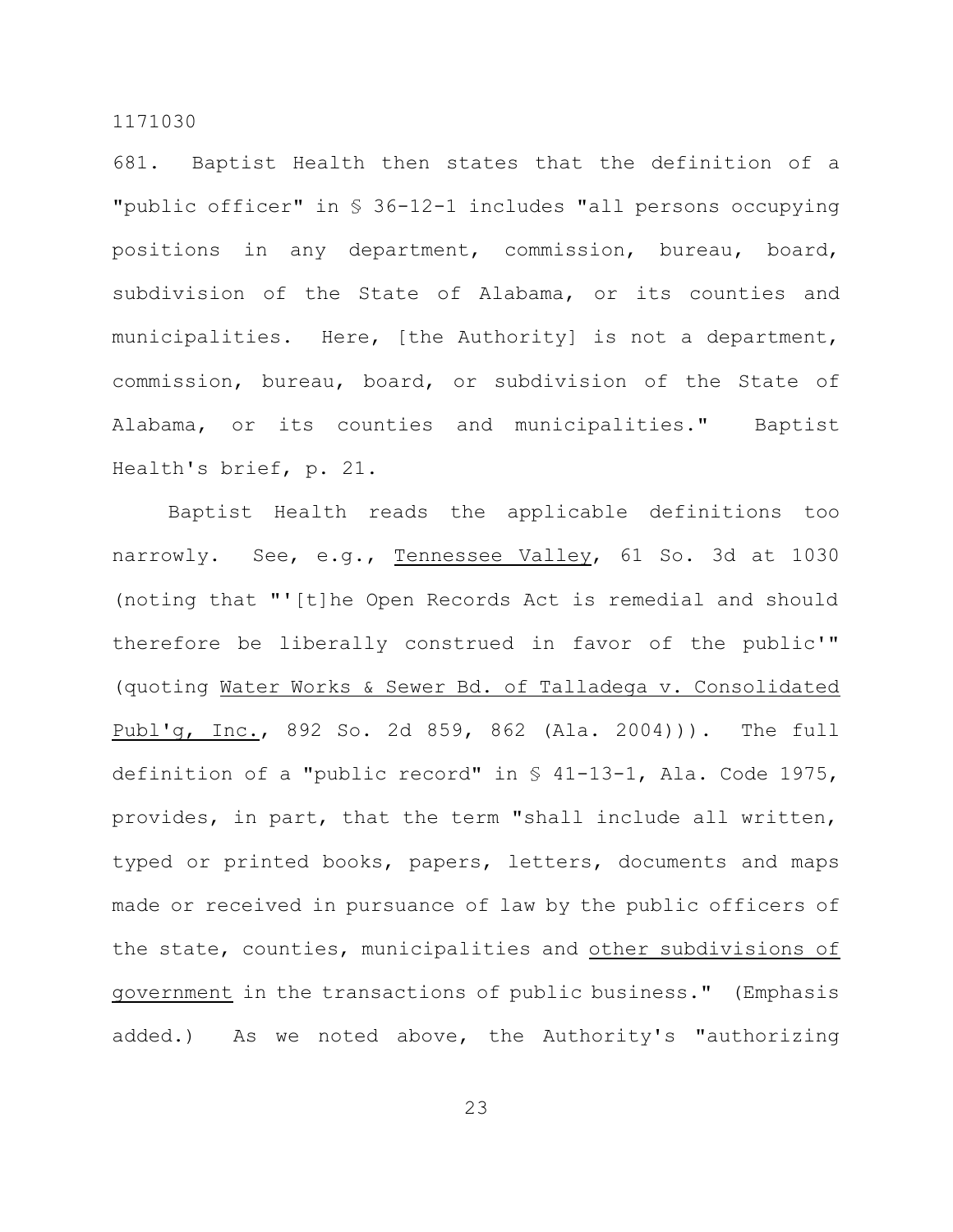681. Baptist Health then states that the definition of a "public officer" in § 36-12-1 includes "all persons occupying positions in any department, commission, bureau, board, subdivision of the State of Alabama, or its counties and municipalities. Here, [the Authority] is not a department, commission, bureau, board, or subdivision of the State of Alabama, or its counties and municipalities." Baptist Health's brief, p. 21.

Baptist Health reads the applicable definitions too narrowly. See, e.g., Tennessee Valley, 61 So. 3d at 1030 (noting that "'[t]he Open Records Act is remedial and should therefore be liberally construed in favor of the public'" (quoting Water Works & Sewer Bd. of Talladega v. Consolidated Publ'g, Inc., 892 So. 2d 859, 862 (Ala. 2004))). The full definition of a "public record" in § 41-13-1, Ala. Code 1975, provides, in part, that the term "shall include all written, typed or printed books, papers, letters, documents and maps made or received in pursuance of law by the public officers of the state, counties, municipalities and other subdivisions of government in the transactions of public business." (Emphasis added.) As we noted above, the Authority's "authorizing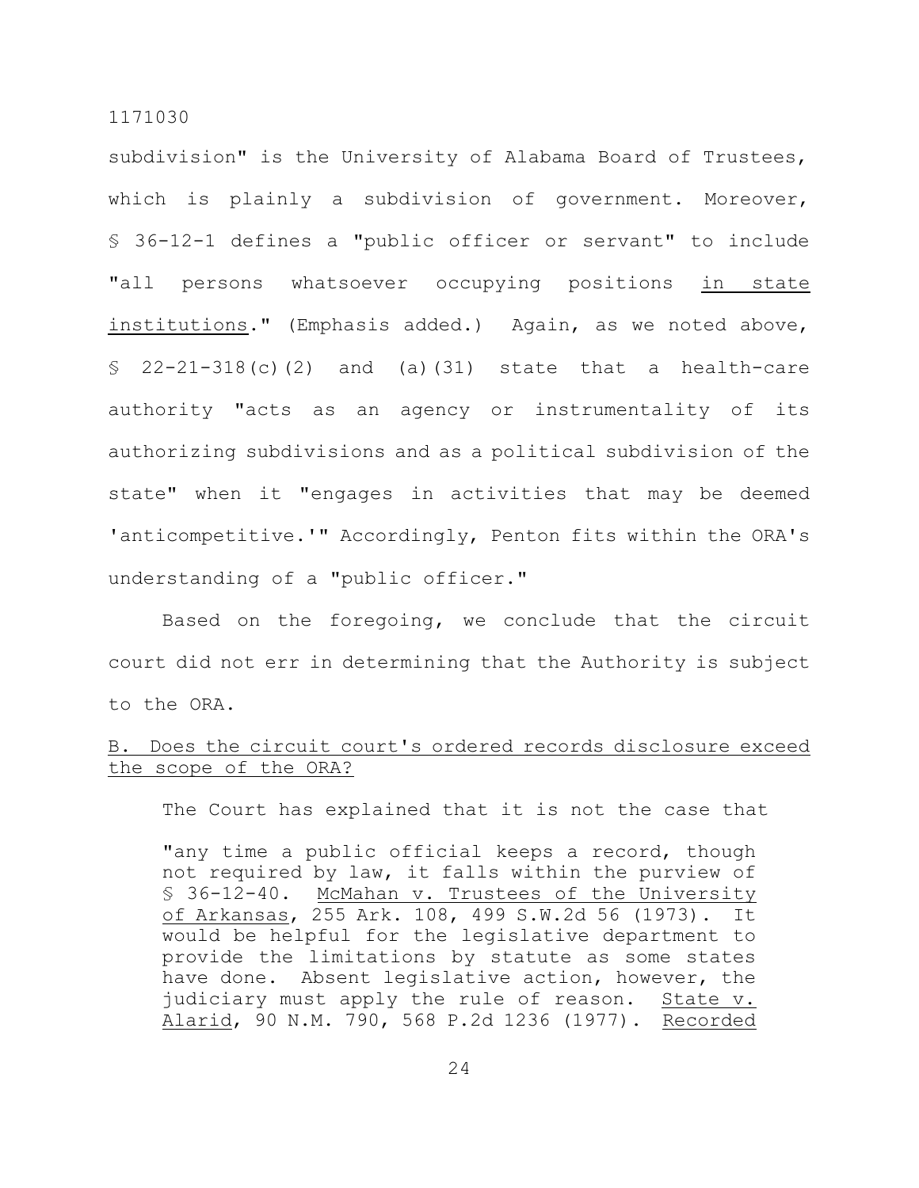subdivision" is the University of Alabama Board of Trustees, which is plainly a subdivision of government. Moreover, § 36-12-1 defines a "public officer or servant" to include "all persons whatsoever occupying positions in state institutions." (Emphasis added.) Again, as we noted above, § 22-21-318(c)(2) and (a)(31) state that a health-care authority "acts as an agency or instrumentality of its authorizing subdivisions and as a political subdivision of the state" when it "engages in activities that may be deemed 'anticompetitive.'" Accordingly, Penton fits within the ORA's understanding of a "public officer."

Based on the foregoing, we conclude that the circuit court did not err in determining that the Authority is subject to the ORA.

B. Does the circuit court's ordered records disclosure exceed the scope of the ORA?

The Court has explained that it is not the case that

> "any time a public official keeps a record, though not required by law, it falls within the purview of § 36-12-40. McMahan v. Trustees of the University of Arkansas, 255 Ark. 108, 499 S.W.2d 56 (1973). It would be helpful for the legislative department to provide the limitations by statute as some states have done. Absent legislative action, however, the judiciary must apply the rule of reason. State v. Alarid, 90 N.M. 790, 568 P.2d 1236 (1977). Recorded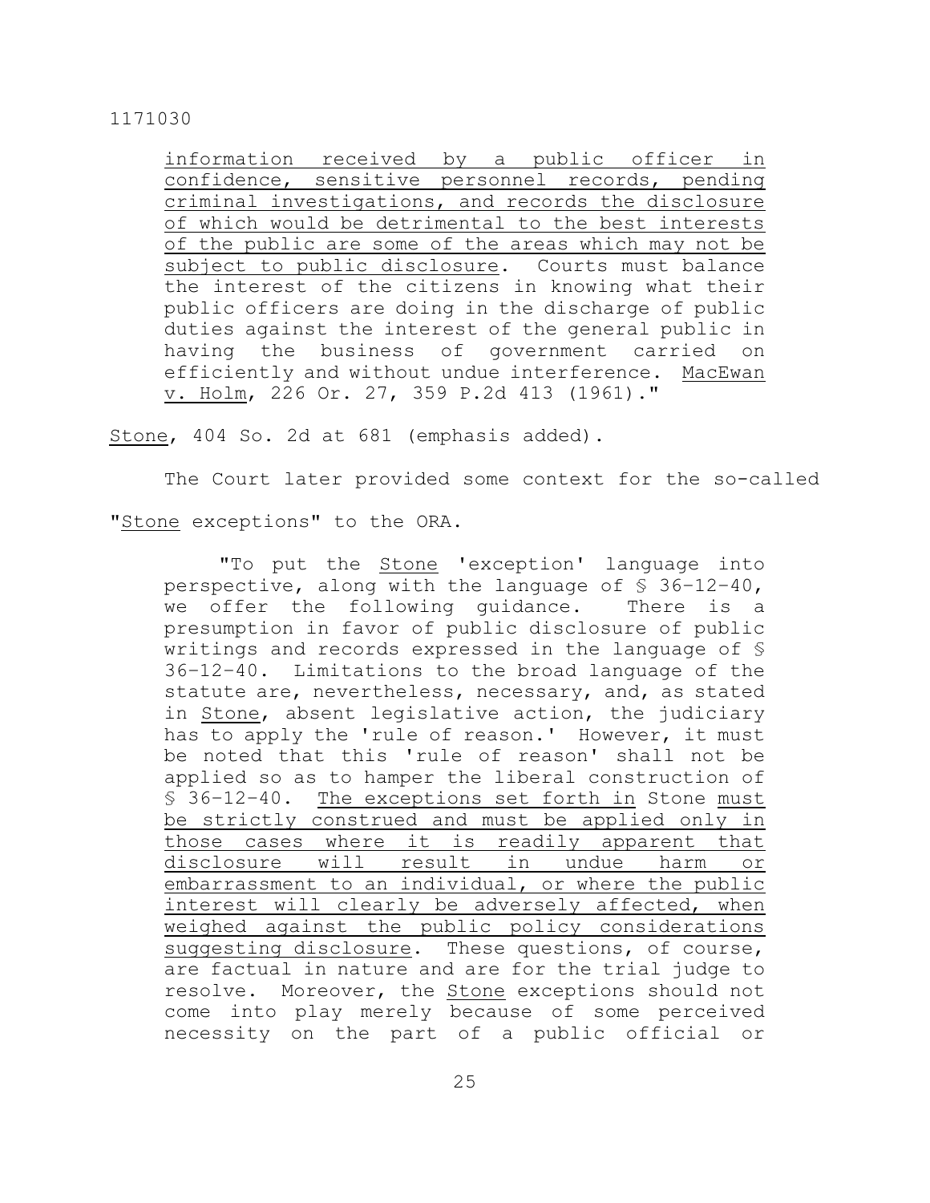> information received by a public officer in confidence, sensitive personnel records, pending criminal investigations, and records the disclosure of which would be detrimental to the best interests of the public are some of the areas which may not be subject to public disclosure. Courts must balance the interest of the citizens in knowing what their public officers are doing in the discharge of public duties against the interest of the general public in having the business of government carried on efficiently and without undue interference. MacEwan v. Holm, 226 Or. 27, 359 P.2d 413 (1961)."

Stone, 404 So. 2d at 681 (emphasis added).

The Court later provided some context for the so-called "Stone exceptions" to the ORA.

> "To put the Stone 'exception' language into perspective, along with the language of § 36-12-40, we offer the following guidance. There is a presumption in favor of public disclosure of public writings and records expressed in the language of § 36-12-40. Limitations to the broad language of the statute are, nevertheless, necessary, and, as stated in Stone, absent legislative action, the judiciary has to apply the 'rule of reason.' However, it must be noted that this 'rule of reason' shall not be applied so as to hamper the liberal construction of § 36-12-40. The exceptions set forth in Stone must be strictly construed and must be applied only in those cases where it is readily apparent that disclosure will result in undue harm or embarrassment to an individual, or where the public interest will clearly be adversely affected, when weighed against the public policy considerations suggesting disclosure. These questions, of course, are factual in nature and are for the trial judge to resolve. Moreover, the Stone exceptions should not come into play merely because of some perceived necessity on the part of a public official or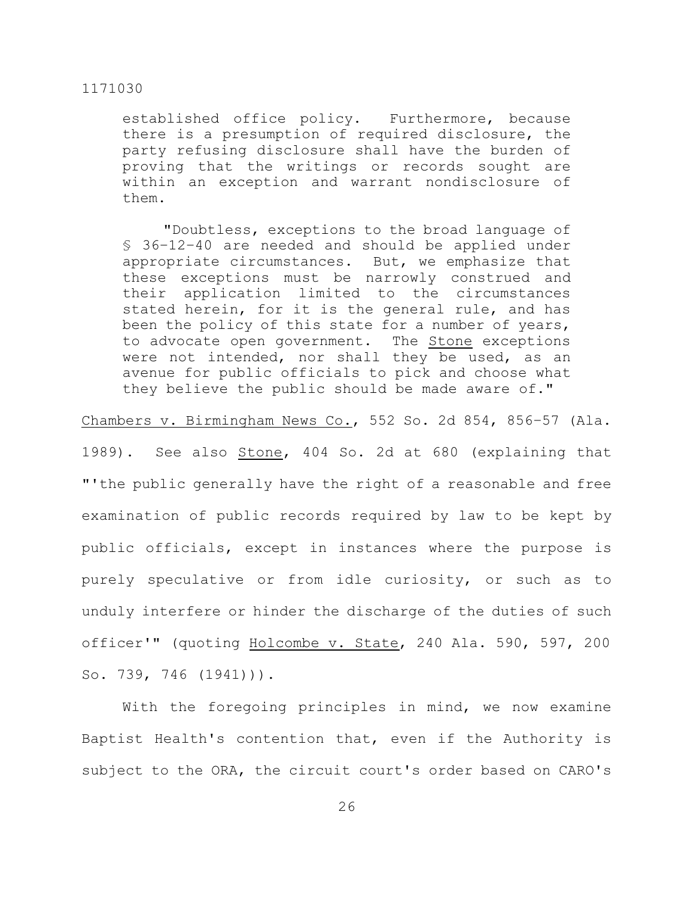> established office policy. Furthermore, because there is a presumption of required disclosure, the party refusing disclosure shall have the burden of proving that the writings or records sought are within an exception and warrant nondisclosure of them.
>
> "Doubtless, exceptions to the broad language of § 36-12-40 are needed and should be applied under appropriate circumstances. But, we emphasize that these exceptions must be narrowly construed and their application limited to the circumstances stated herein, for it is the general rule, and has been the policy of this state for a number of years, to advocate open government. The Stone exceptions were not intended, nor shall they be used, as an avenue for public officials to pick and choose what they believe the public should be made aware of."

Chambers v. Birmingham News Co., 552 So. 2d 854, 856-57 (Ala. 1989). See also Stone, 404 So. 2d at 680 (explaining that "'the public generally have the right of a reasonable and free examination of public records required by law to be kept by public officials, except in instances where the purpose is purely speculative or from idle curiosity, or such as to unduly interfere or hinder the discharge of the duties of such officer'" (quoting Holcombe v. State, 240 Ala. 590, 597, 200 So. 739, 746 (1941))).

With the foregoing principles in mind, we now examine Baptist Health's contention that, even if the Authority is subject to the ORA, the circuit court's order based on CARO's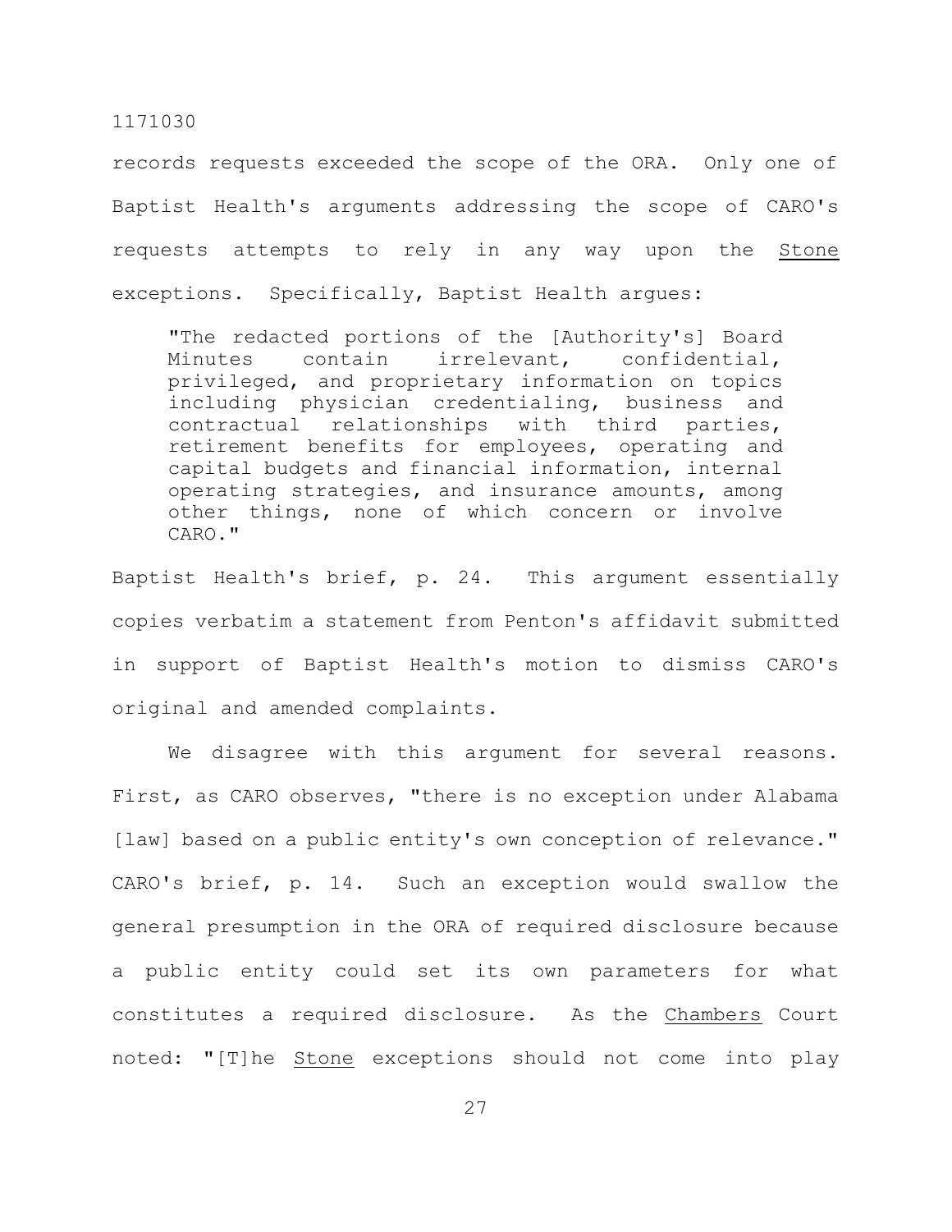records requests exceeded the scope of the ORA. Only one of Baptist Health's arguments addressing the scope of CARO's requests attempts to rely in any way upon the Stone exceptions. Specifically, Baptist Health argues:

> "The redacted portions of the [Authority's] Board Minutes contain irrelevant, confidential, privileged, and proprietary information on topics including physician credentialing, business and contractual relationships with third parties, retirement benefits for employees, operating and capital budgets and financial information, internal operating strategies, and insurance amounts, among other things, none of which concern or involve CARO."

Baptist Health's brief, p. 24. This argument essentially copies verbatim a statement from Penton's affidavit submitted in support of Baptist Health's motion to dismiss CARO's original and amended complaints.

We disagree with this argument for several reasons. First, as CARO observes, "there is no exception under Alabama [law] based on a public entity's own conception of relevance." CARO's brief, p. 14. Such an exception would swallow the general presumption in the ORA of required disclosure because a public entity could set its own parameters for what constitutes a required disclosure. As the Chambers Court noted: "[T]he Stone exceptions should not come into play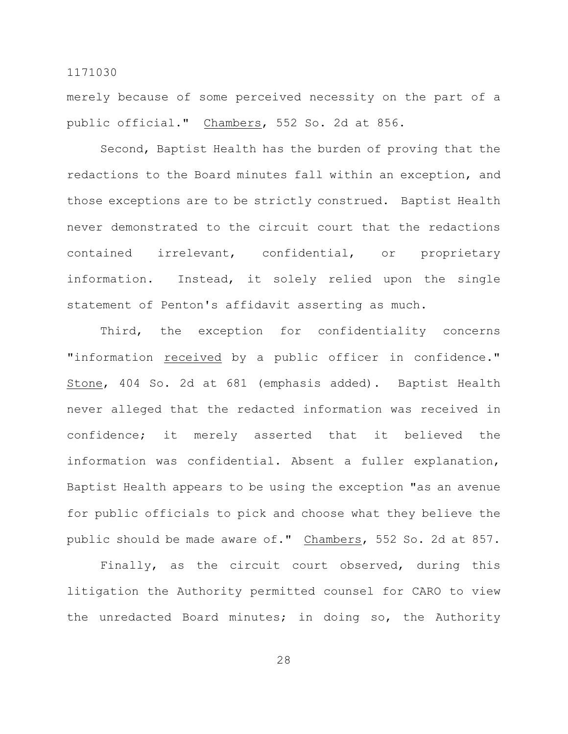merely because of some perceived necessity on the part of a public official." _Chambers_, 552 So. 2d at 856.

Second, Baptist Health has the burden of proving that the redactions to the Board minutes fall within an exception, and those exceptions are to be strictly construed. Baptist Health never demonstrated to the circuit court that the redactions contained irrelevant, confidential, or proprietary information. Instead, it solely relied upon the single statement of Penton's affidavit asserting as much.

Third, the exception for confidentiality concerns "information _received_ by a public officer in confidence." _Stone_, 404 So. 2d at 681 (emphasis added). Baptist Health never alleged that the redacted information was received in confidence; it merely asserted that it believed the information was confidential. Absent a fuller explanation, Baptist Health appears to be using the exception "as an avenue for public officials to pick and choose what they believe the public should be made aware of." _Chambers_, 552 So. 2d at 857.

Finally, as the circuit court observed, during this litigation the Authority permitted counsel for CARO to view the unredacted Board minutes; in doing so, the Authority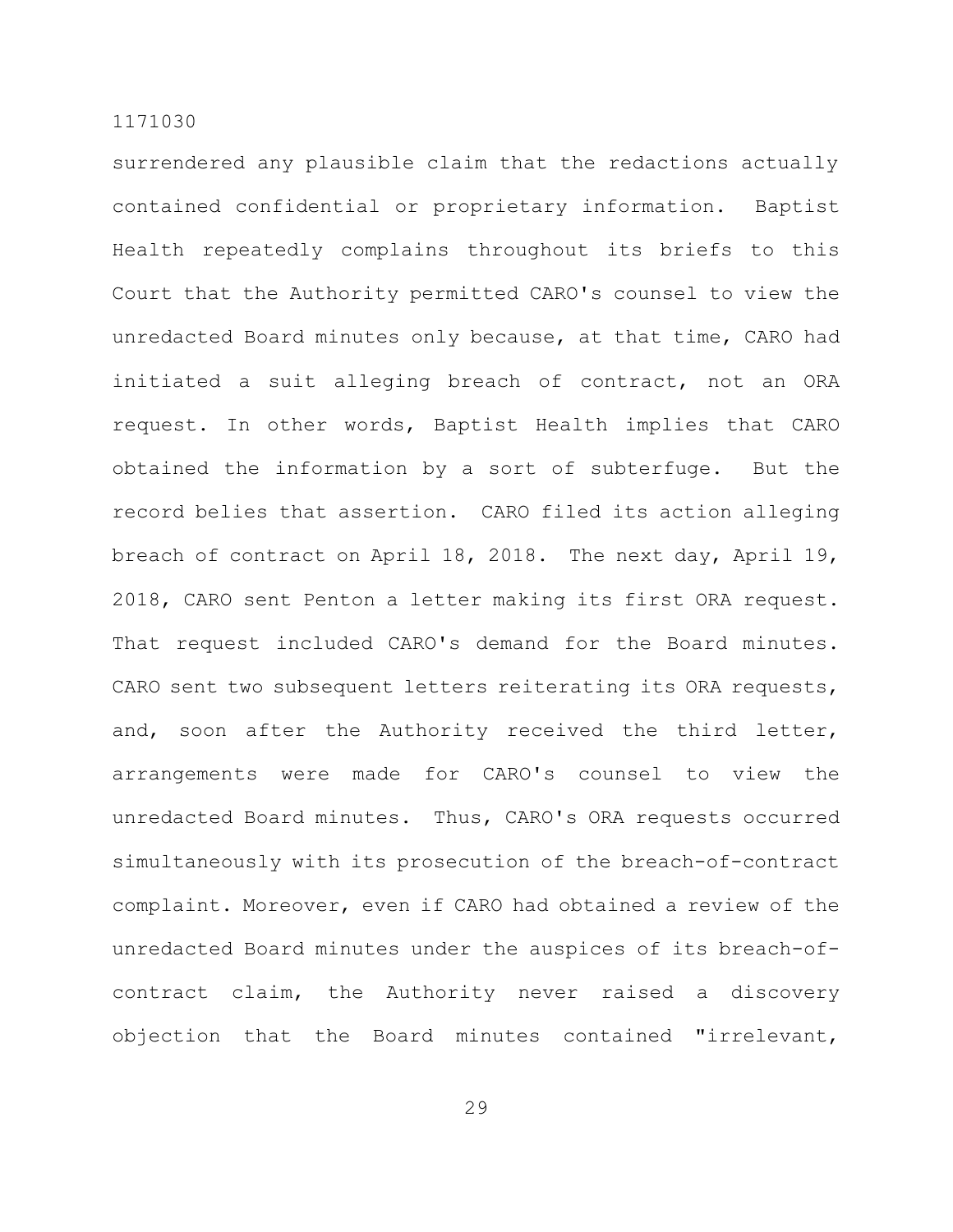surrendered any plausible claim that the redactions actually contained confidential or proprietary information. Baptist Health repeatedly complains throughout its briefs to this Court that the Authority permitted CARO's counsel to view the unredacted Board minutes only because, at that time, CARO had initiated a suit alleging breach of contract, not an ORA request. In other words, Baptist Health implies that CARO obtained the information by a sort of subterfuge. But the record belies that assertion. CARO filed its action alleging breach of contract on April 18, 2018. The next day, April 19, 2018, CARO sent Penton a letter making its first ORA request. That request included CARO's demand for the Board minutes. CARO sent two subsequent letters reiterating its ORA requests, and, soon after the Authority received the third letter, arrangements were made for CARO's counsel to view the unredacted Board minutes. Thus, CARO's ORA requests occurred simultaneously with its prosecution of the breach-of-contract complaint. Moreover, even if CARO had obtained a review of the unredacted Board minutes under the auspices of its breach-of-contract claim, the Authority never raised a discovery objection that the Board minutes contained "irrelevant,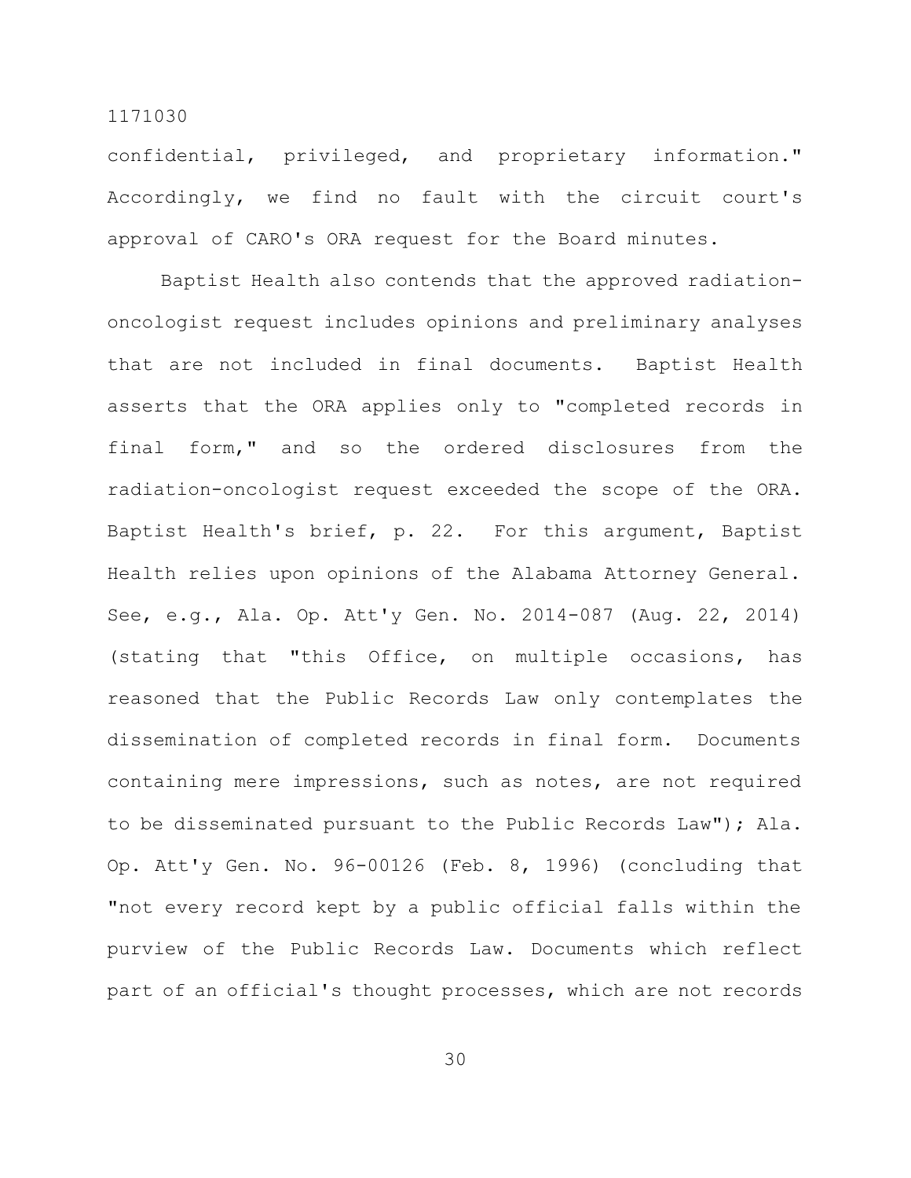confidential, privileged, and proprietary information." Accordingly, we find no fault with the circuit court's approval of CARO's ORA request for the Board minutes.

Baptist Health also contends that the approved radiation-oncologist request includes opinions and preliminary analyses that are not included in final documents. Baptist Health asserts that the ORA applies only to "completed records in final form," and so the ordered disclosures from the radiation-oncologist request exceeded the scope of the ORA. Baptist Health's brief, p. 22. For this argument, Baptist Health relies upon opinions of the Alabama Attorney General. See, e.g., Ala. Op. Att'y Gen. No. 2014-087 (Aug. 22, 2014) (stating that "this Office, on multiple occasions, has reasoned that the Public Records Law only contemplates the dissemination of completed records in final form. Documents containing mere impressions, such as notes, are not required to be disseminated pursuant to the Public Records Law"); Ala. Op. Att'y Gen. No. 96-00126 (Feb. 8, 1996) (concluding that "not every record kept by a public official falls within the purview of the Public Records Law. Documents which reflect part of an official's thought processes, which are not records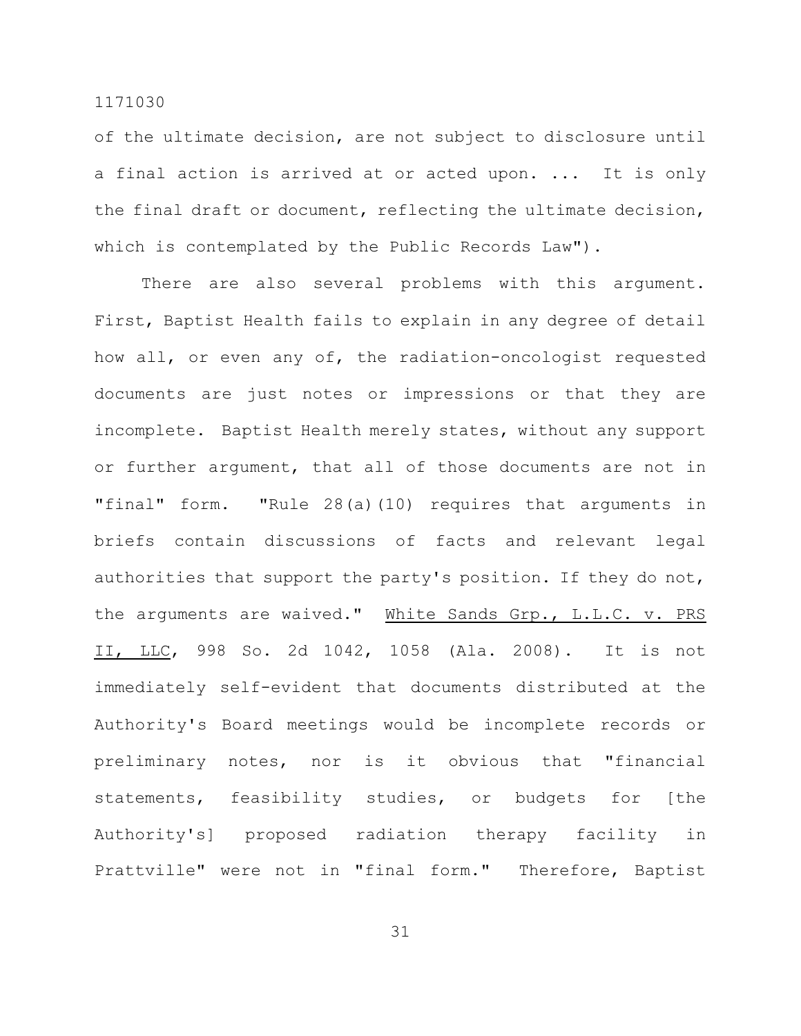of the ultimate decision, are not subject to disclosure until a final action is arrived at or acted upon. ... It is only the final draft or document, reflecting the ultimate decision, which is contemplated by the Public Records Law").

There are also several problems with this argument. First, Baptist Health fails to explain in any degree of detail how all, or even any of, the radiation-oncologist requested documents are just notes or impressions or that they are incomplete. Baptist Health merely states, without any support or further argument, that all of those documents are not in "final" form. "Rule 28(a)(10) requires that arguments in briefs contain discussions of facts and relevant legal authorities that support the party's position. If they do not, the arguments are waived." White Sands Grp., L.L.C. v. PRS II, LLC, 998 So. 2d 1042, 1058 (Ala. 2008). It is not immediately self-evident that documents distributed at the Authority's Board meetings would be incomplete records or preliminary notes, nor is it obvious that "financial statements, feasibility studies, or budgets for [the Authority's] proposed radiation therapy facility in Prattville" were not in "final form." Therefore, Baptist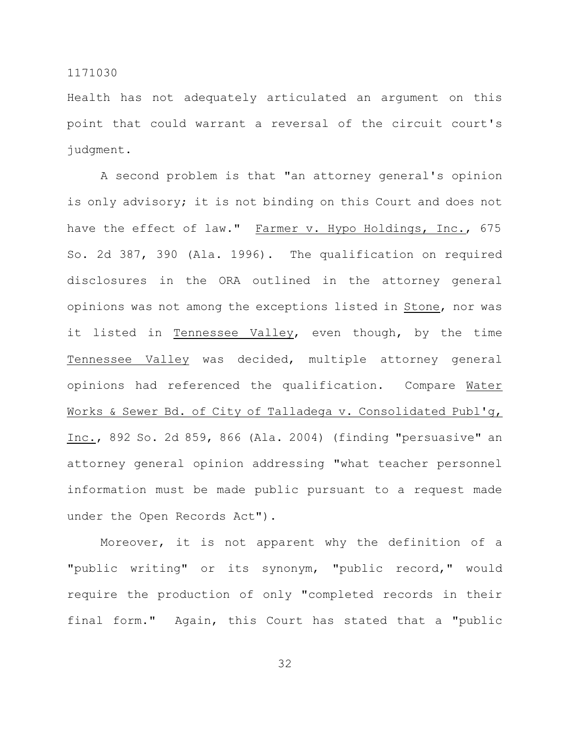Health has not adequately articulated an argument on this point that could warrant a reversal of the circuit court's judgment.

A second problem is that "an attorney general's opinion is only advisory; it is not binding on this Court and does not have the effect of law." Farmer v. Hypo Holdings, Inc., 675 So. 2d 387, 390 (Ala. 1996). The qualification on required disclosures in the ORA outlined in the attorney general opinions was not among the exceptions listed in Stone, nor was it listed in Tennessee Valley, even though, by the time Tennessee Valley was decided, multiple attorney general opinions had referenced the qualification. Compare Water Works & Sewer Bd. of City of Talladega v. Consolidated Publ'g, Inc., 892 So. 2d 859, 866 (Ala. 2004) (finding "persuasive" an attorney general opinion addressing "what teacher personnel information must be made public pursuant to a request made under the Open Records Act").

Moreover, it is not apparent why the definition of a "public writing" or its synonym, "public record," would require the production of only "completed records in their final form." Again, this Court has stated that a "public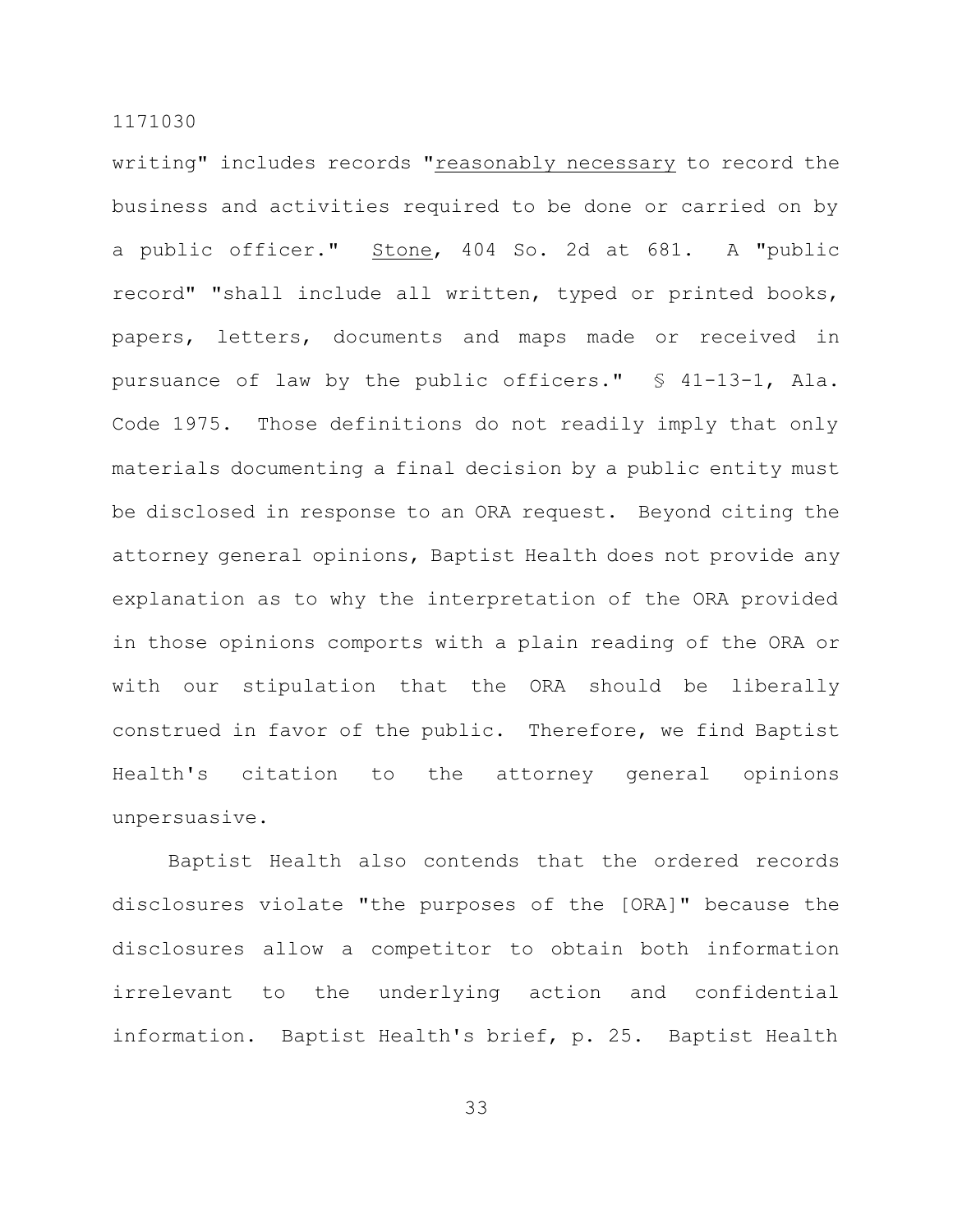writing" includes records "<u>reasonably necessary</u> to record the business and activities required to be done or carried on by a public officer." <u>Stone</u>, 404 So. 2d at 681. A "public record" "shall include all written, typed or printed books, papers, letters, documents and maps made or received in pursuance of law by the public officers." § 41-13-1, Ala. Code 1975. Those definitions do not readily imply that only materials documenting a final decision by a public entity must be disclosed in response to an ORA request. Beyond citing the attorney general opinions, Baptist Health does not provide any explanation as to why the interpretation of the ORA provided in those opinions comports with a plain reading of the ORA or with our stipulation that the ORA should be liberally construed in favor of the public. Therefore, we find Baptist Health's citation to the attorney general opinions unpersuasive.

Baptist Health also contends that the ordered records disclosures violate "the purposes of the [ORA]" because the disclosures allow a competitor to obtain both information irrelevant to the underlying action and confidential information. Baptist Health's brief, p. 25. Baptist Health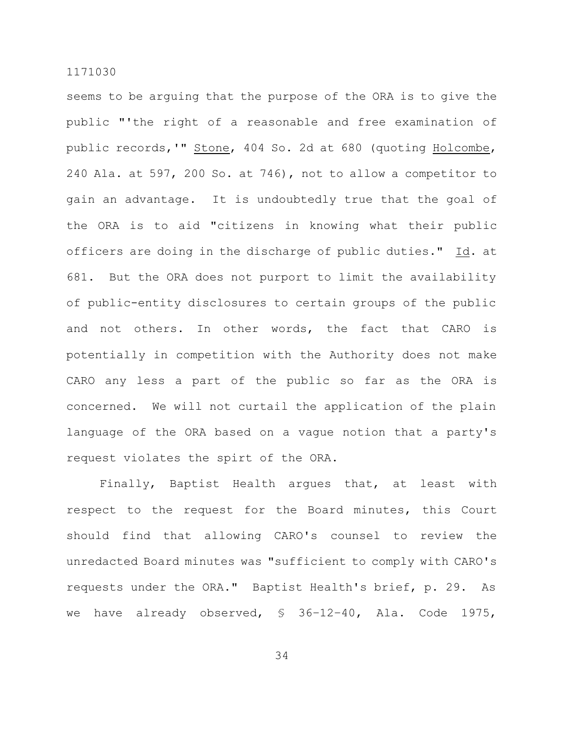seems to be arguing that the purpose of the ORA is to give the public "'the right of a reasonable and free examination of public records,'" Stone, 404 So. 2d at 680 (quoting Holcombe, 240 Ala. at 597, 200 So. at 746), not to allow a competitor to gain an advantage. It is undoubtedly true that the goal of the ORA is to aid "citizens in knowing what their public officers are doing in the discharge of public duties." Id. at 681. But the ORA does not purport to limit the availability of public-entity disclosures to certain groups of the public and not others. In other words, the fact that CARO is potentially in competition with the Authority does not make CARO any less a part of the public so far as the ORA is concerned. We will not curtail the application of the plain language of the ORA based on a vague notion that a party's request violates the spirt of the ORA.

Finally, Baptist Health argues that, at least with respect to the request for the Board minutes, this Court should find that allowing CARO's counsel to review the unredacted Board minutes was "sufficient to comply with CARO's requests under the ORA." Baptist Health's brief, p. 29. As we have already observed, § 36-12-40, Ala. Code 1975,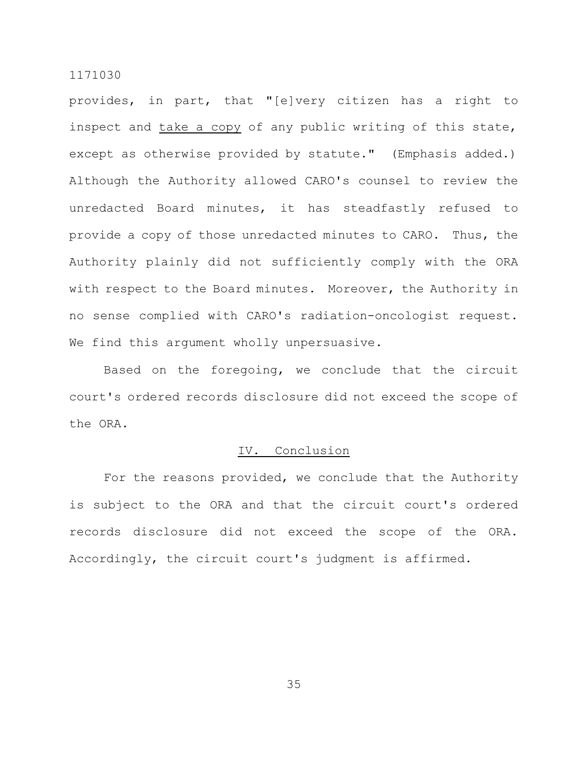provides, in part, that "[e]very citizen has a right to inspect and <u>take a copy</u> of any public writing of this state, except as otherwise provided by statute." (Emphasis added.) Although the Authority allowed CARO's counsel to review the unredacted Board minutes, it has steadfastly refused to provide a copy of those unredacted minutes to CARO. Thus, the Authority plainly did not sufficiently comply with the ORA with respect to the Board minutes. Moreover, the Authority in no sense complied with CARO's radiation-oncologist request. We find this argument wholly unpersuasive.

Based on the foregoing, we conclude that the circuit court's ordered records disclosure did not exceed the scope of the ORA.

## IV. Conclusion

For the reasons provided, we conclude that the Authority is subject to the ORA and that the circuit court's ordered records disclosure did not exceed the scope of the ORA. Accordingly, the circuit court's judgment is affirmed.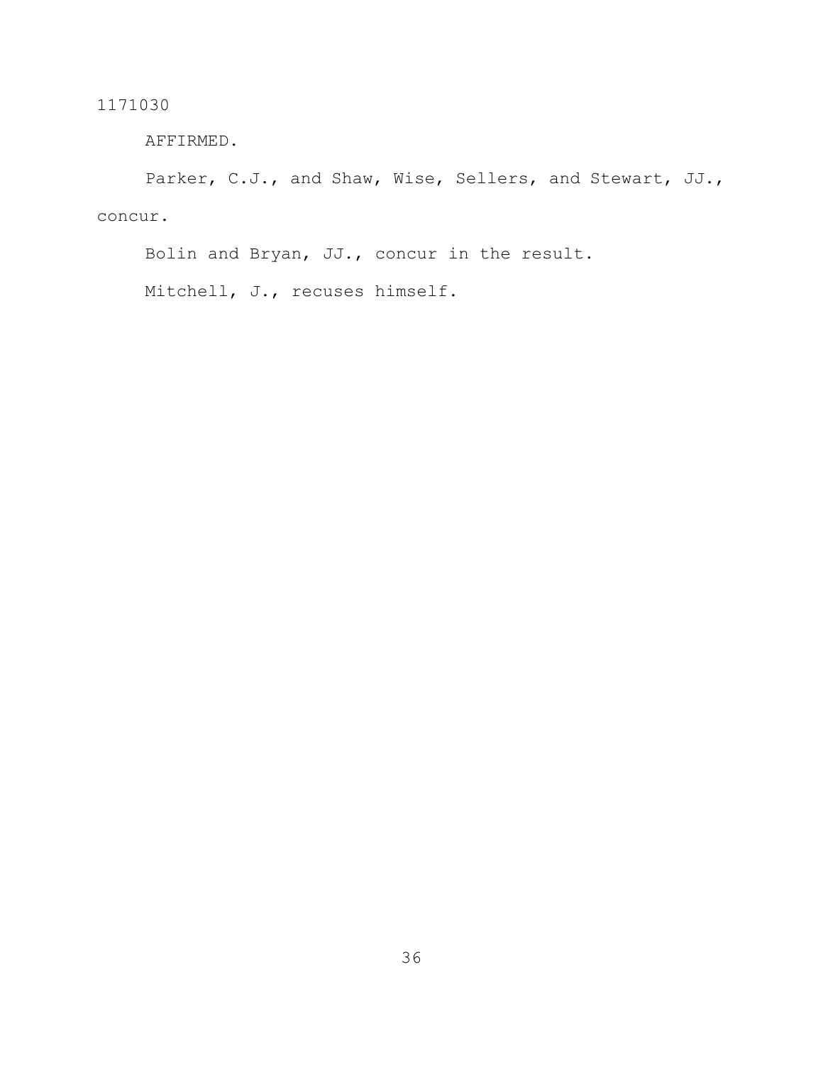AFFIRMED.

Parker, C.J., and Shaw, Wise, Sellers, and Stewart, JJ., concur.

Bolin and Bryan, JJ., concur in the result.

Mitchell, J., recuses himself.